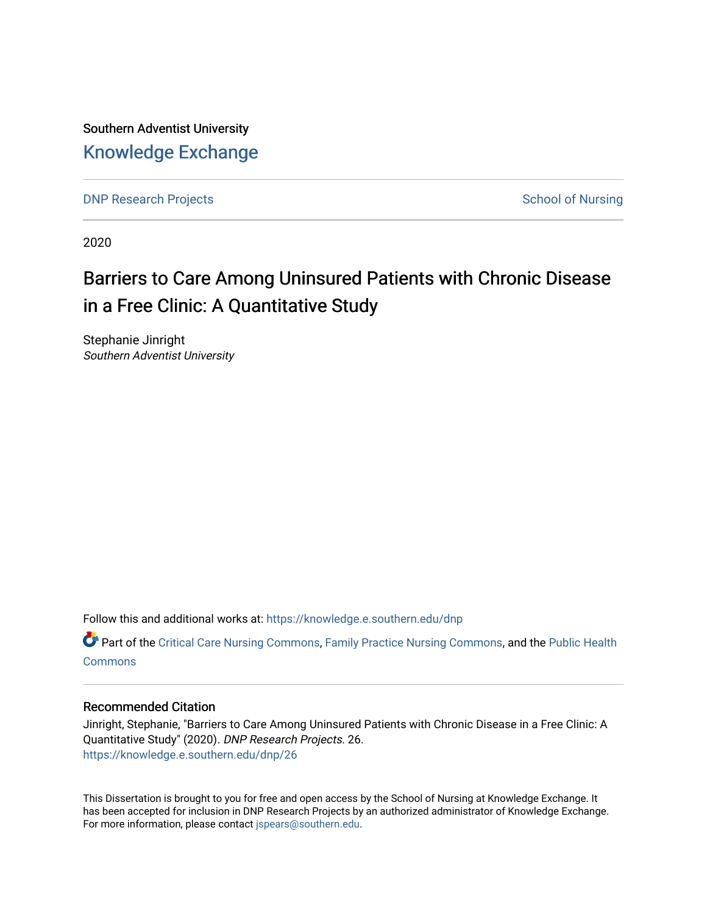Southern Adventist University

# Knowledge Exchange

DNP Research Projects | School of Nursing

2020

## Barriers to Care Among Uninsured Patients with Chronic Disease in a Free Clinic: A Quantitative Study

Stephanie Jinright
*Southern Adventist University*

Follow this and additional works at: https://knowledge.e.southern.edu/dnp

Part of the Critical Care Nursing Commons, Family Practice Nursing Commons, and the Public Health Commons

### Recommended Citation

Jinright, Stephanie, "Barriers to Care Among Uninsured Patients with Chronic Disease in a Free Clinic: A Quantitative Study" (2020). *DNP Research Projects*. 26.
https://knowledge.e.southern.edu/dnp/26

This Dissertation is brought to you for free and open access by the School of Nursing at Knowledge Exchange. It has been accepted for inclusion in DNP Research Projects by an authorized administrator of Knowledge Exchange. For more information, please contact jspears@southern.edu.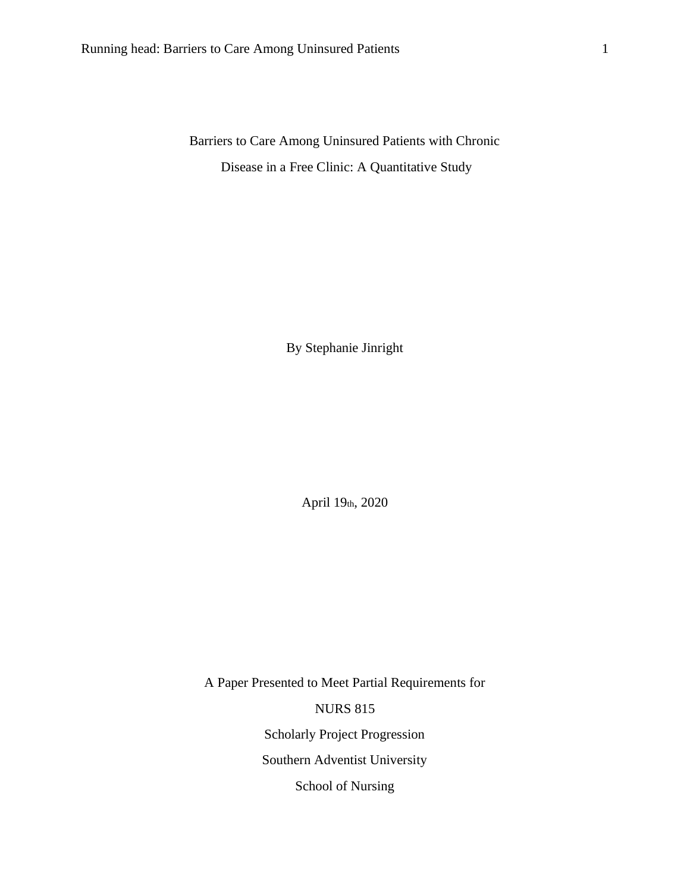# Barriers to Care Among Uninsured Patients with Chronic Disease in a Free Clinic: A Quantitative Study

By Stephanie Jinright

April 19th, 2020

A Paper Presented to Meet Partial Requirements for

NURS 815

Scholarly Project Progression

Southern Adventist University

School of Nursing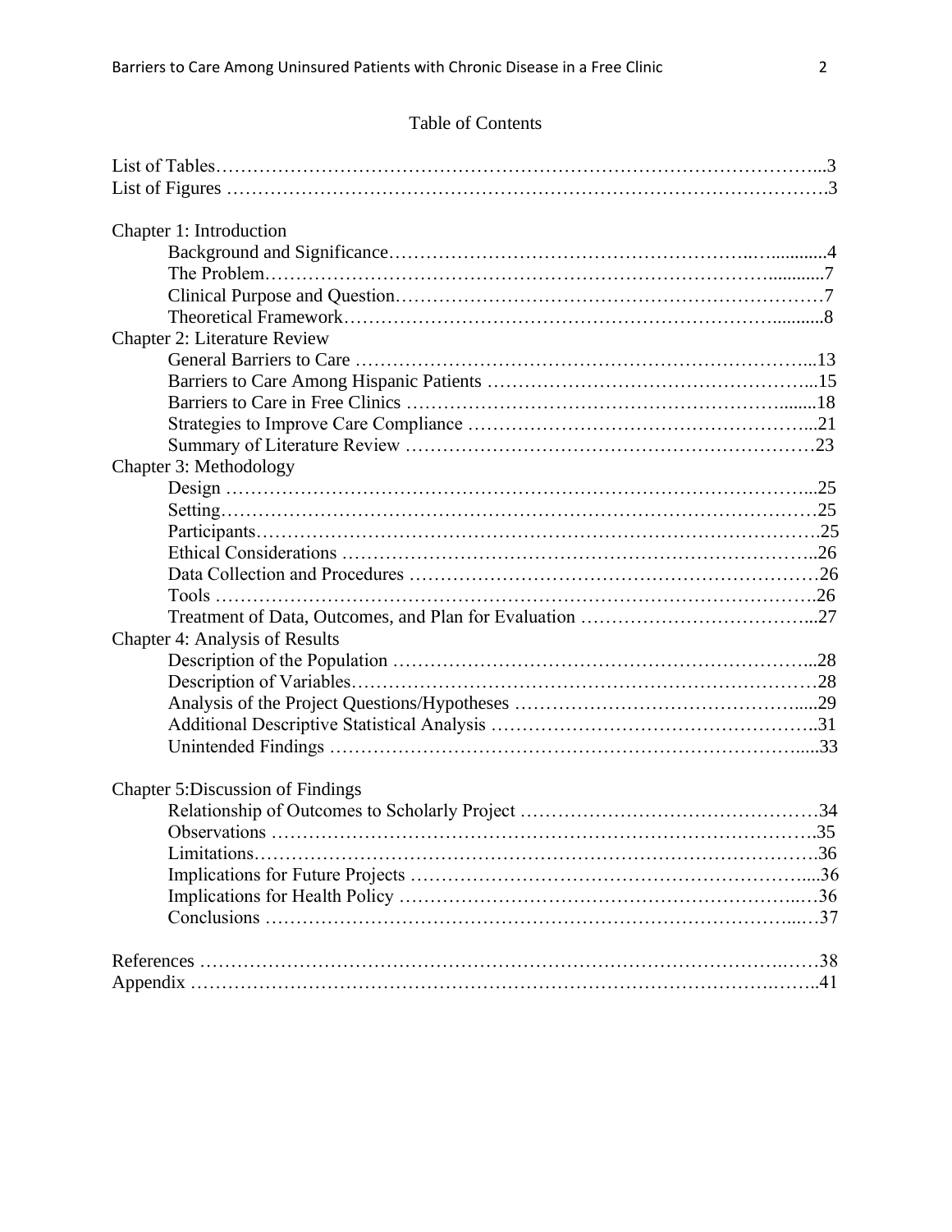# Table of Contents

List of Tables ... 3
List of Figures ... 3

Chapter 1: Introduction
- Background and Significance ... 4
- The Problem ... 7
- Clinical Purpose and Question ... 7
- Theoretical Framework ... 8

Chapter 2: Literature Review
- General Barriers to Care ... 13
- Barriers to Care Among Hispanic Patients ... 15
- Barriers to Care in Free Clinics ... 18
- Strategies to Improve Care Compliance ... 21
- Summary of Literature Review ... 23

Chapter 3: Methodology
- Design ... 25
- Setting ... 25
- Participants ... 25
- Ethical Considerations ... 26
- Data Collection and Procedures ... 26
- Tools ... 26
- Treatment of Data, Outcomes, and Plan for Evaluation ... 27

Chapter 4: Analysis of Results
- Description of the Population ... 28
- Description of Variables ... 28
- Analysis of the Project Questions/Hypotheses ... 29
- Additional Descriptive Statistical Analysis ... 31
- Unintended Findings ... 33

Chapter 5:Discussion of Findings
- Relationship of Outcomes to Scholarly Project ... 34
- Observations ... 35
- Limitations ... 36
- Implications for Future Projects ... 36
- Implications for Health Policy ... 36
- Conclusions ... 37

References ... 38
Appendix ... 41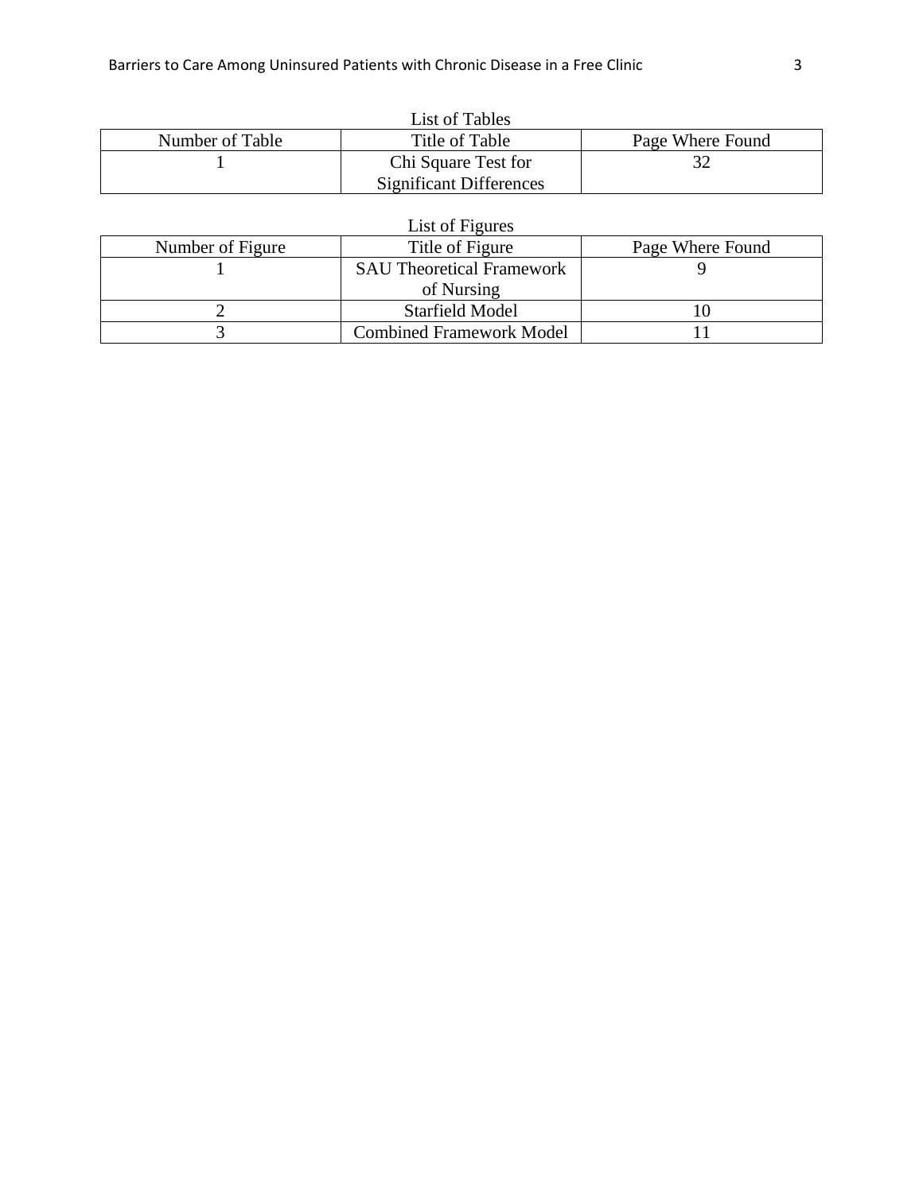List of Tables

| Number of Table | Title of Table | Page Where Found |
|---|---|---|
| 1 | Chi Square Test for Significant Differences | 32 |

List of Figures

| Number of Figure | Title of Figure | Page Where Found |
|---|---|---|
| 1 | SAU Theoretical Framework of Nursing | 9 |
| 2 | Starfield Model | 10 |
| 3 | Combined Framework Model | 11 |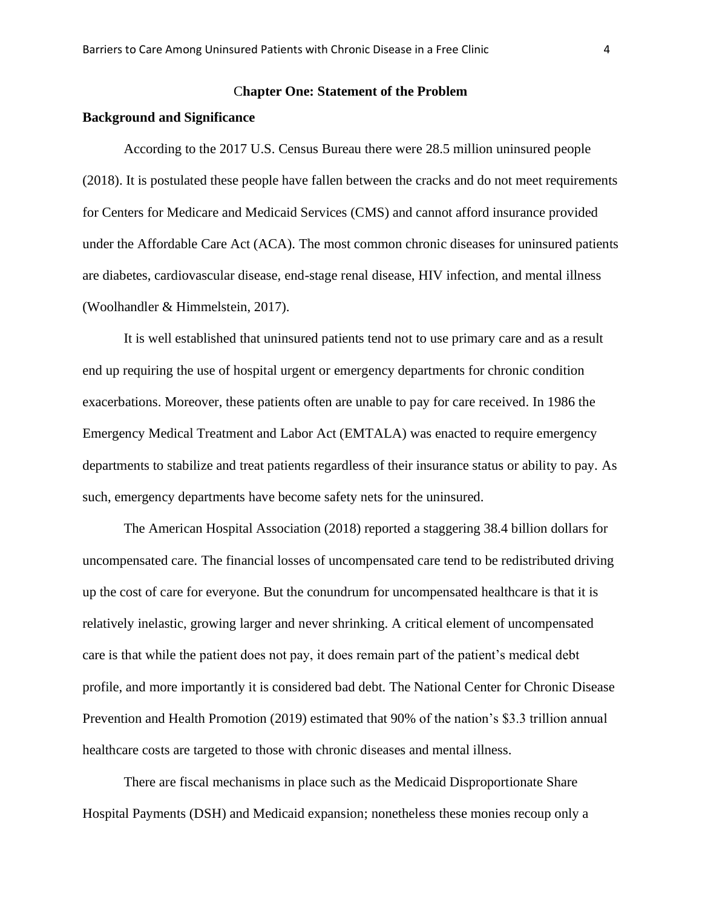# Chapter One: Statement of the Problem

## Background and Significance

According to the 2017 U.S. Census Bureau there were 28.5 million uninsured people (2018). It is postulated these people have fallen between the cracks and do not meet requirements for Centers for Medicare and Medicaid Services (CMS) and cannot afford insurance provided under the Affordable Care Act (ACA). The most common chronic diseases for uninsured patients are diabetes, cardiovascular disease, end-stage renal disease, HIV infection, and mental illness (Woolhandler & Himmelstein, 2017).

It is well established that uninsured patients tend not to use primary care and as a result end up requiring the use of hospital urgent or emergency departments for chronic condition exacerbations. Moreover, these patients often are unable to pay for care received. In 1986 the Emergency Medical Treatment and Labor Act (EMTALA) was enacted to require emergency departments to stabilize and treat patients regardless of their insurance status or ability to pay. As such, emergency departments have become safety nets for the uninsured.

The American Hospital Association (2018) reported a staggering 38.4 billion dollars for uncompensated care. The financial losses of uncompensated care tend to be redistributed driving up the cost of care for everyone. But the conundrum for uncompensated healthcare is that it is relatively inelastic, growing larger and never shrinking. A critical element of uncompensated care is that while the patient does not pay, it does remain part of the patient's medical debt profile, and more importantly it is considered bad debt. The National Center for Chronic Disease Prevention and Health Promotion (2019) estimated that 90% of the nation's $3.3 trillion annual healthcare costs are targeted to those with chronic diseases and mental illness.

There are fiscal mechanisms in place such as the Medicaid Disproportionate Share Hospital Payments (DSH) and Medicaid expansion; nonetheless these monies recoup only a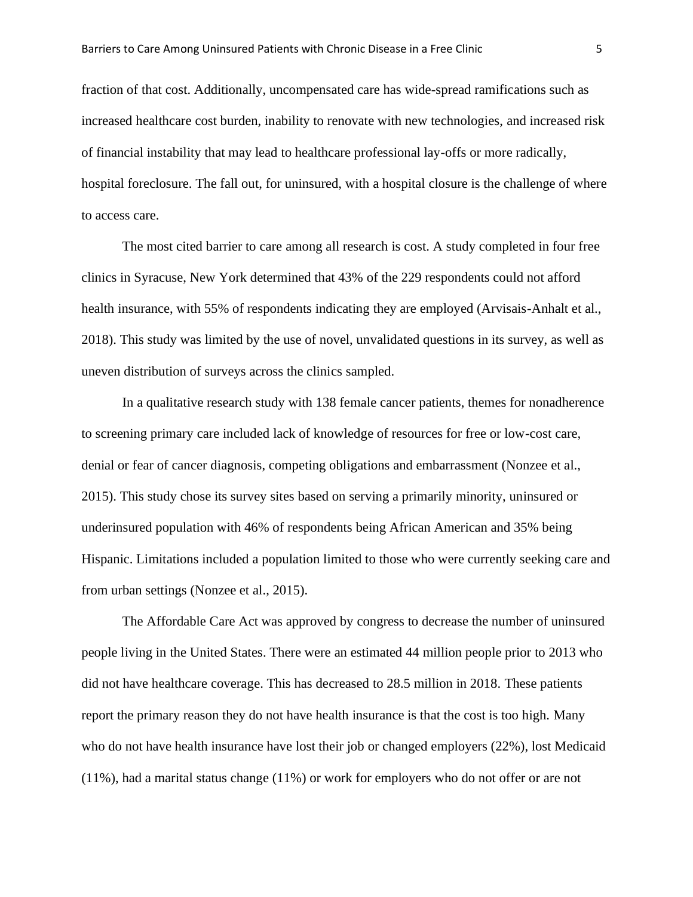fraction of that cost. Additionally, uncompensated care has wide-spread ramifications such as increased healthcare cost burden, inability to renovate with new technologies, and increased risk of financial instability that may lead to healthcare professional lay-offs or more radically, hospital foreclosure. The fall out, for uninsured, with a hospital closure is the challenge of where to access care.

The most cited barrier to care among all research is cost. A study completed in four free clinics in Syracuse, New York determined that 43% of the 229 respondents could not afford health insurance, with 55% of respondents indicating they are employed (Arvisais-Anhalt et al., 2018). This study was limited by the use of novel, unvalidated questions in its survey, as well as uneven distribution of surveys across the clinics sampled.

In a qualitative research study with 138 female cancer patients, themes for nonadherence to screening primary care included lack of knowledge of resources for free or low-cost care, denial or fear of cancer diagnosis, competing obligations and embarrassment (Nonzee et al., 2015). This study chose its survey sites based on serving a primarily minority, uninsured or underinsured population with 46% of respondents being African American and 35% being Hispanic. Limitations included a population limited to those who were currently seeking care and from urban settings (Nonzee et al., 2015).

The Affordable Care Act was approved by congress to decrease the number of uninsured people living in the United States. There were an estimated 44 million people prior to 2013 who did not have healthcare coverage. This has decreased to 28.5 million in 2018. These patients report the primary reason they do not have health insurance is that the cost is too high. Many who do not have health insurance have lost their job or changed employers (22%), lost Medicaid (11%), had a marital status change (11%) or work for employers who do not offer or are not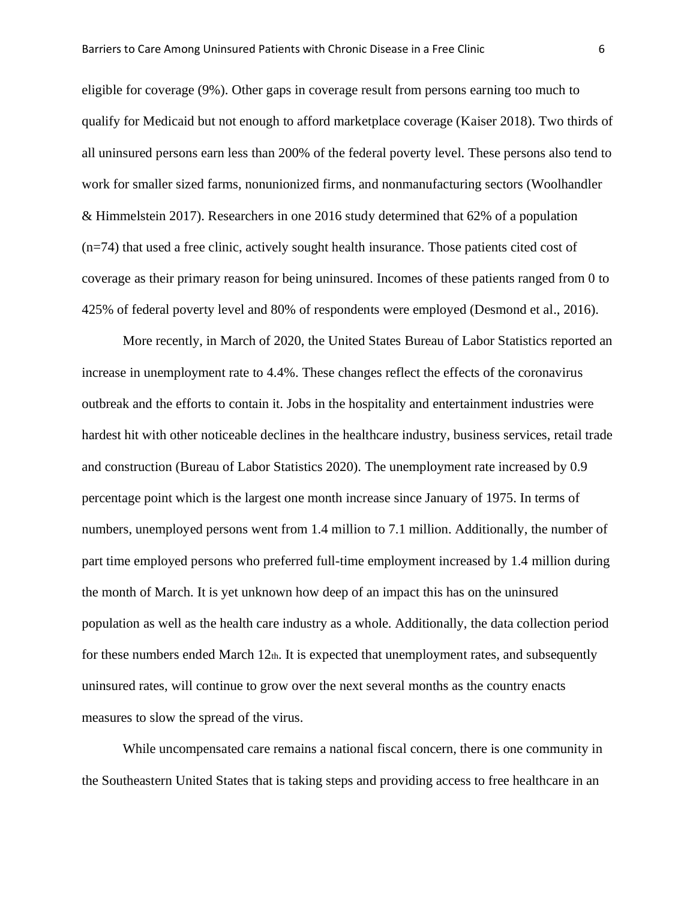eligible for coverage (9%). Other gaps in coverage result from persons earning too much to qualify for Medicaid but not enough to afford marketplace coverage (Kaiser 2018). Two thirds of all uninsured persons earn less than 200% of the federal poverty level. These persons also tend to work for smaller sized farms, nonunionized firms, and nonmanufacturing sectors (Woolhandler & Himmelstein 2017). Researchers in one 2016 study determined that 62% of a population (n=74) that used a free clinic, actively sought health insurance. Those patients cited cost of coverage as their primary reason for being uninsured. Incomes of these patients ranged from 0 to 425% of federal poverty level and 80% of respondents were employed (Desmond et al., 2016).

More recently, in March of 2020, the United States Bureau of Labor Statistics reported an increase in unemployment rate to 4.4%. These changes reflect the effects of the coronavirus outbreak and the efforts to contain it. Jobs in the hospitality and entertainment industries were hardest hit with other noticeable declines in the healthcare industry, business services, retail trade and construction (Bureau of Labor Statistics 2020). The unemployment rate increased by 0.9 percentage point which is the largest one month increase since January of 1975. In terms of numbers, unemployed persons went from 1.4 million to 7.1 million. Additionally, the number of part time employed persons who preferred full-time employment increased by 1.4 million during the month of March. It is yet unknown how deep of an impact this has on the uninsured population as well as the health care industry as a whole. Additionally, the data collection period for these numbers ended March 12th. It is expected that unemployment rates, and subsequently uninsured rates, will continue to grow over the next several months as the country enacts measures to slow the spread of the virus.

While uncompensated care remains a national fiscal concern, there is one community in the Southeastern United States that is taking steps and providing access to free healthcare in an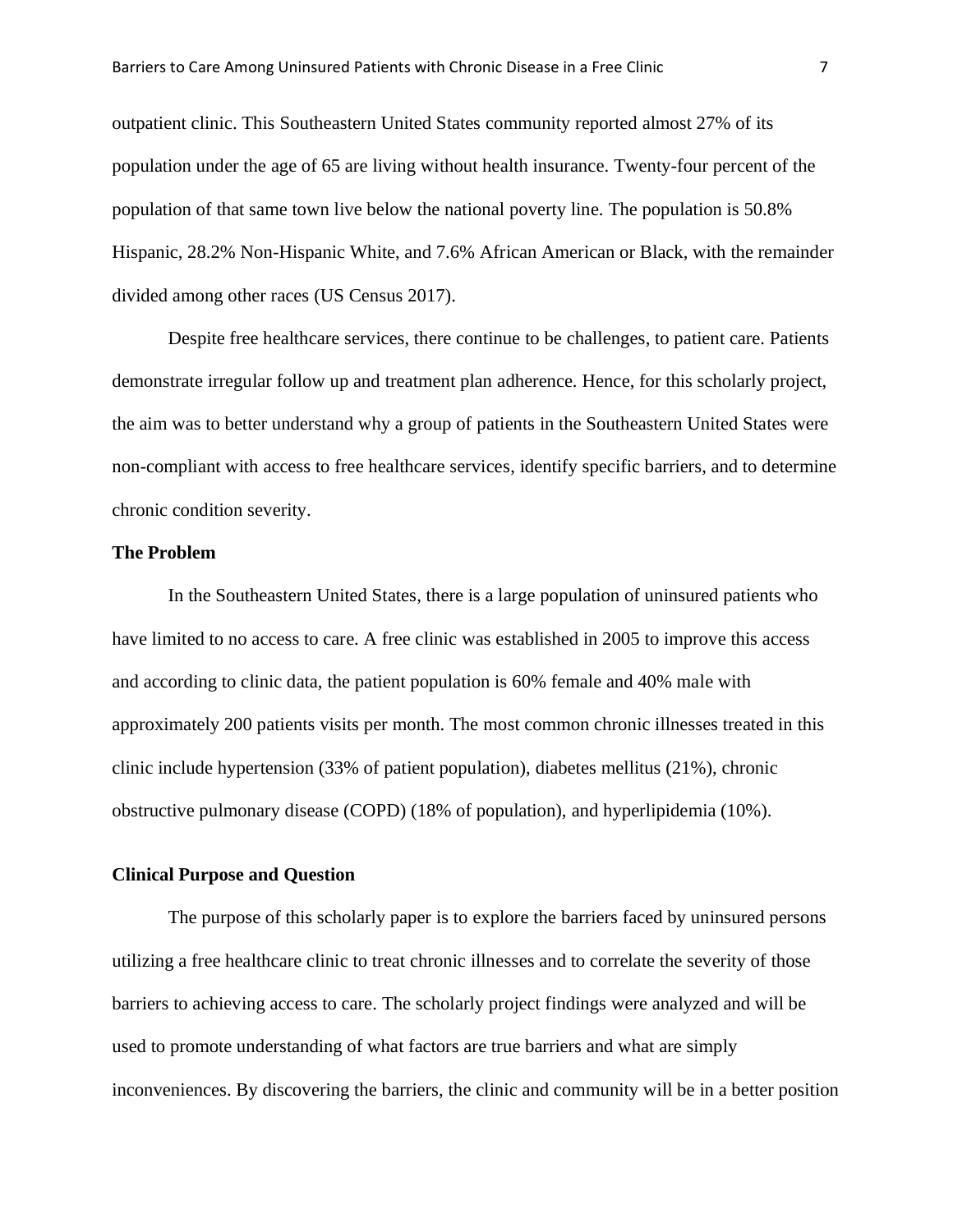outpatient clinic. This Southeastern United States community reported almost 27% of its population under the age of 65 are living without health insurance. Twenty-four percent of the population of that same town live below the national poverty line. The population is 50.8% Hispanic, 28.2% Non-Hispanic White, and 7.6% African American or Black, with the remainder divided among other races (US Census 2017).

Despite free healthcare services, there continue to be challenges, to patient care. Patients demonstrate irregular follow up and treatment plan adherence. Hence, for this scholarly project, the aim was to better understand why a group of patients in the Southeastern United States were non-compliant with access to free healthcare services, identify specific barriers, and to determine chronic condition severity.

## The Problem

In the Southeastern United States, there is a large population of uninsured patients who have limited to no access to care. A free clinic was established in 2005 to improve this access and according to clinic data, the patient population is 60% female and 40% male with approximately 200 patients visits per month. The most common chronic illnesses treated in this clinic include hypertension (33% of patient population), diabetes mellitus (21%), chronic obstructive pulmonary disease (COPD) (18% of population), and hyperlipidemia (10%).

## Clinical Purpose and Question

The purpose of this scholarly paper is to explore the barriers faced by uninsured persons utilizing a free healthcare clinic to treat chronic illnesses and to correlate the severity of those barriers to achieving access to care. The scholarly project findings were analyzed and will be used to promote understanding of what factors are true barriers and what are simply inconveniences. By discovering the barriers, the clinic and community will be in a better position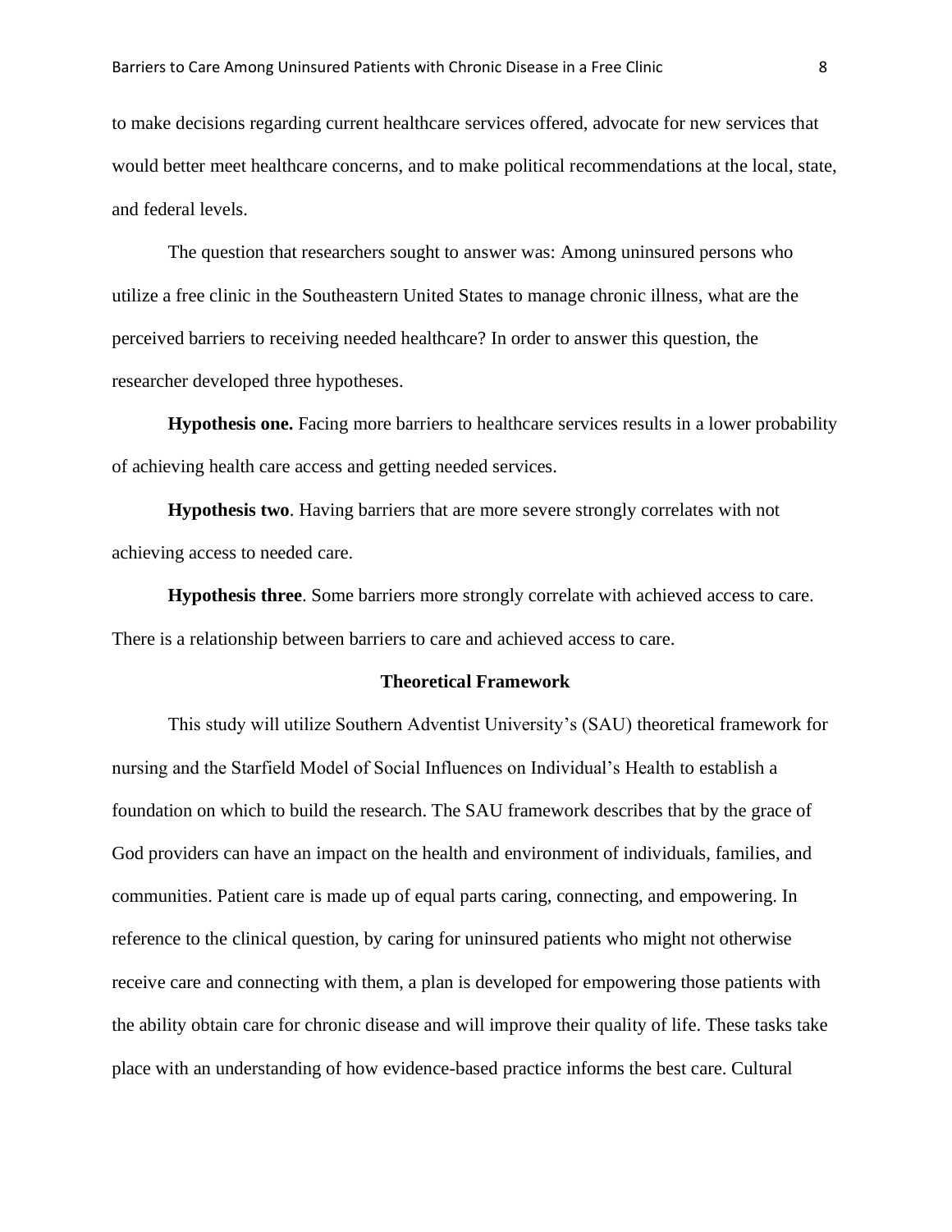to make decisions regarding current healthcare services offered, advocate for new services that would better meet healthcare concerns, and to make political recommendations at the local, state, and federal levels.

The question that researchers sought to answer was: Among uninsured persons who utilize a free clinic in the Southeastern United States to manage chronic illness, what are the perceived barriers to receiving needed healthcare? In order to answer this question, the researcher developed three hypotheses.

**Hypothesis one.** Facing more barriers to healthcare services results in a lower probability of achieving health care access and getting needed services.

**Hypothesis two**. Having barriers that are more severe strongly correlates with not achieving access to needed care.

**Hypothesis three**. Some barriers more strongly correlate with achieved access to care. There is a relationship between barriers to care and achieved access to care.

## Theoretical Framework

This study will utilize Southern Adventist University's (SAU) theoretical framework for nursing and the Starfield Model of Social Influences on Individual's Health to establish a foundation on which to build the research. The SAU framework describes that by the grace of God providers can have an impact on the health and environment of individuals, families, and communities. Patient care is made up of equal parts caring, connecting, and empowering. In reference to the clinical question, by caring for uninsured patients who might not otherwise receive care and connecting with them, a plan is developed for empowering those patients with the ability obtain care for chronic disease and will improve their quality of life. These tasks take place with an understanding of how evidence-based practice informs the best care. Cultural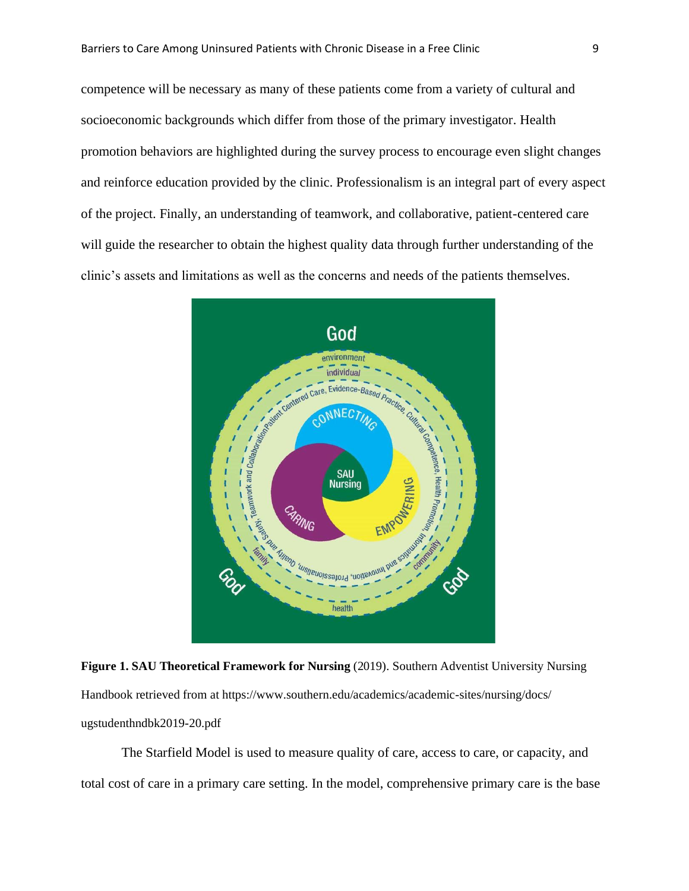competence will be necessary as many of these patients come from a variety of cultural and socioeconomic backgrounds which differ from those of the primary investigator. Health promotion behaviors are highlighted during the survey process to encourage even slight changes and reinforce education provided by the clinic. Professionalism is an integral part of every aspect of the project. Finally, an understanding of teamwork, and collaborative, patient-centered care will guide the researcher to obtain the highest quality data through further understanding of the clinic's assets and limitations as well as the concerns and needs of the patients themselves.

**Figure 1. SAU Theoretical Framework for Nursing** (2019). Southern Adventist University Nursing Handbook retrieved from at https://www.southern.edu/academics/academic-sites/nursing/docs/ugstudenthndbk2019-20.pdf

The Starfield Model is used to measure quality of care, access to care, or capacity, and total cost of care in a primary care setting. In the model, comprehensive primary care is the base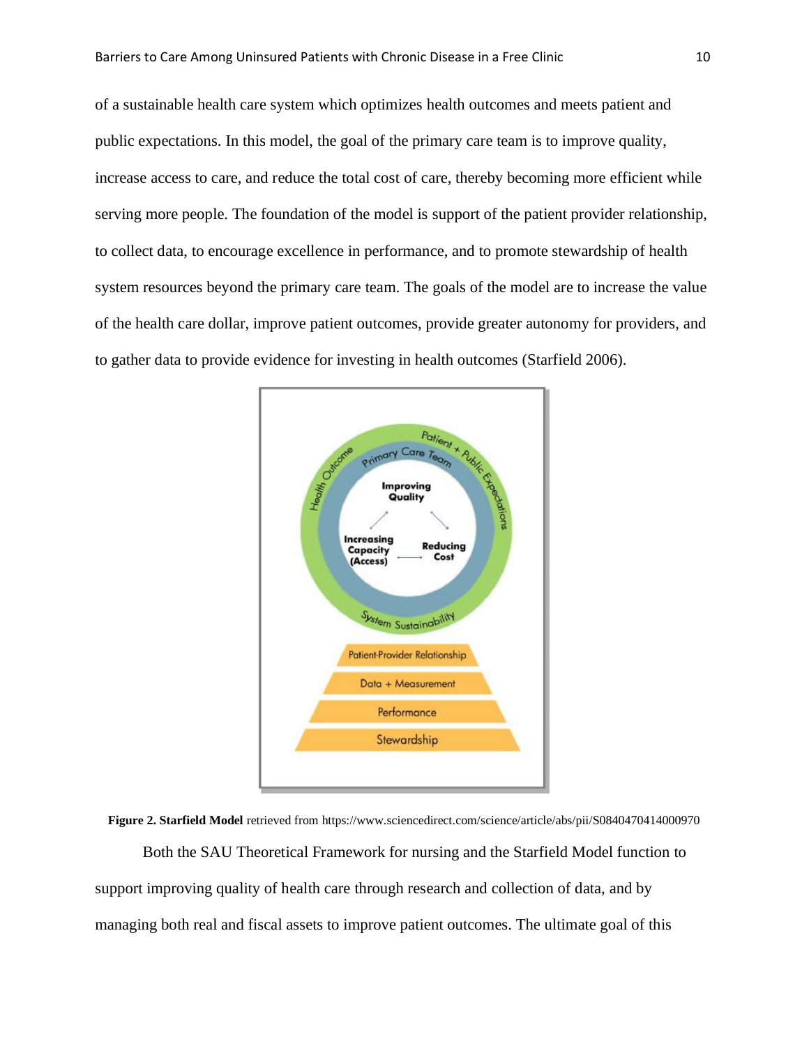of a sustainable health care system which optimizes health outcomes and meets patient and public expectations. In this model, the goal of the primary care team is to improve quality, increase access to care, and reduce the total cost of care, thereby becoming more efficient while serving more people. The foundation of the model is support of the patient provider relationship, to collect data, to encourage excellence in performance, and to promote stewardship of health system resources beyond the primary care team. The goals of the model are to increase the value of the health care dollar, improve patient outcomes, provide greater autonomy for providers, and to gather data to provide evidence for investing in health outcomes (Starfield 2006).

**Figure 2. Starfield Model** retrieved from https://www.sciencedirect.com/science/article/abs/pii/S0840470414000970

Both the SAU Theoretical Framework for nursing and the Starfield Model function to support improving quality of health care through research and collection of data, and by managing both real and fiscal assets to improve patient outcomes. The ultimate goal of this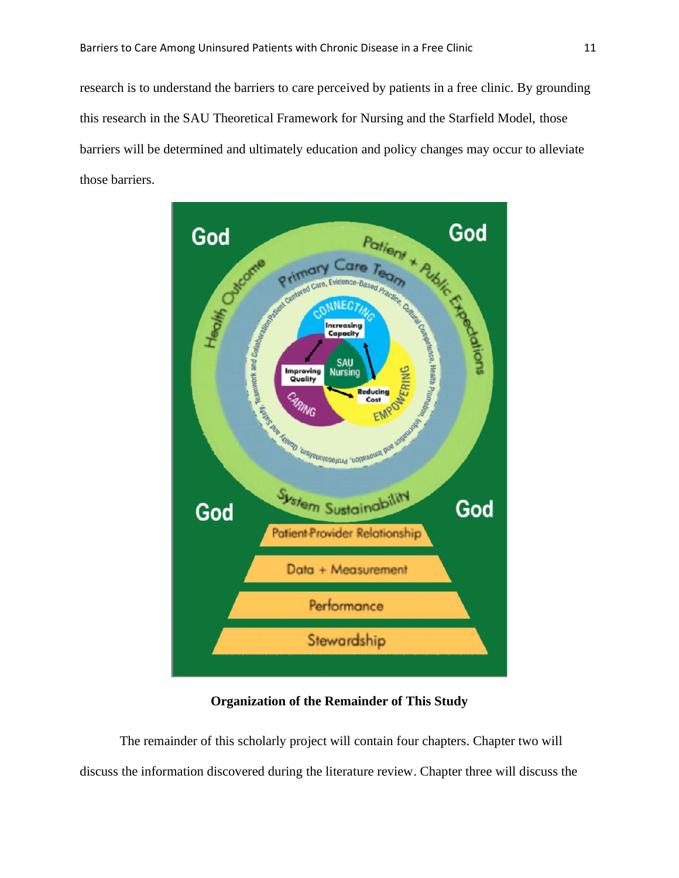research is to understand the barriers to care perceived by patients in a free clinic. By grounding this research in the SAU Theoretical Framework for Nursing and the Starfield Model, those barriers will be determined and ultimately education and policy changes may occur to alleviate those barriers.

## Organization of the Remainder of This Study

The remainder of this scholarly project will contain four chapters. Chapter two will discuss the information discovered during the literature review. Chapter three will discuss the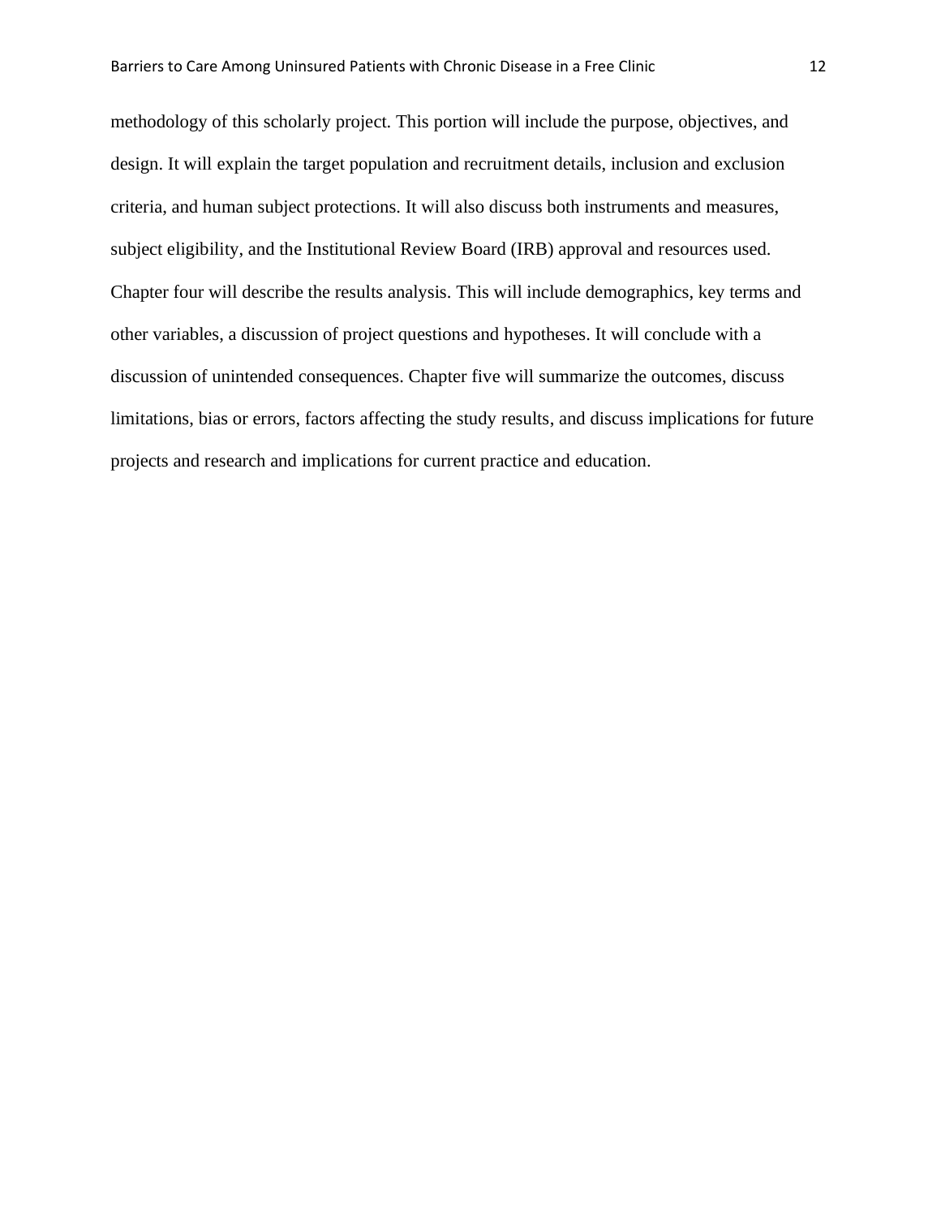methodology of this scholarly project. This portion will include the purpose, objectives, and design. It will explain the target population and recruitment details, inclusion and exclusion criteria, and human subject protections. It will also discuss both instruments and measures, subject eligibility, and the Institutional Review Board (IRB) approval and resources used. Chapter four will describe the results analysis. This will include demographics, key terms and other variables, a discussion of project questions and hypotheses. It will conclude with a discussion of unintended consequences. Chapter five will summarize the outcomes, discuss limitations, bias or errors, factors affecting the study results, and discuss implications for future projects and research and implications for current practice and education.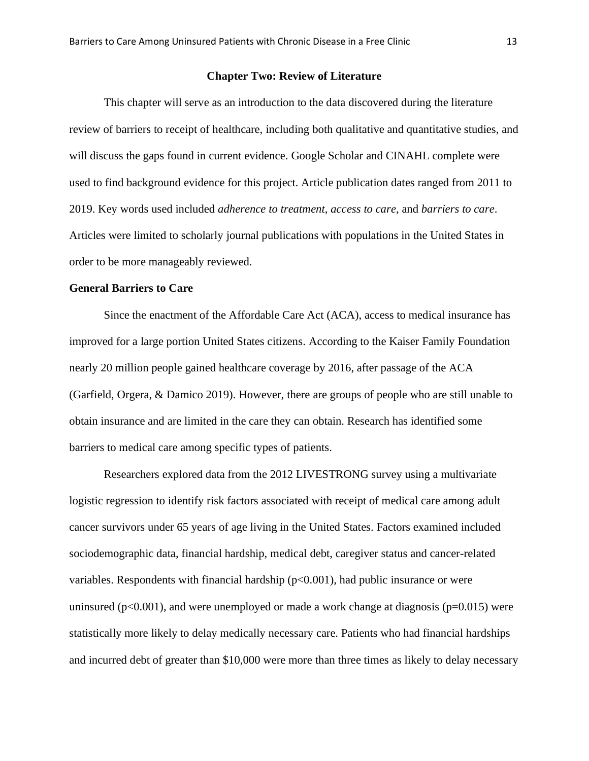## Chapter Two: Review of Literature

This chapter will serve as an introduction to the data discovered during the literature review of barriers to receipt of healthcare, including both qualitative and quantitative studies, and will discuss the gaps found in current evidence. Google Scholar and CINAHL complete were used to find background evidence for this project. Article publication dates ranged from 2011 to 2019. Key words used included *adherence to treatment*, *access to care*, and *barriers to care*. Articles were limited to scholarly journal publications with populations in the United States in order to be more manageably reviewed.

### General Barriers to Care

Since the enactment of the Affordable Care Act (ACA), access to medical insurance has improved for a large portion United States citizens. According to the Kaiser Family Foundation nearly 20 million people gained healthcare coverage by 2016, after passage of the ACA (Garfield, Orgera, & Damico 2019). However, there are groups of people who are still unable to obtain insurance and are limited in the care they can obtain. Research has identified some barriers to medical care among specific types of patients.

Researchers explored data from the 2012 LIVESTRONG survey using a multivariate logistic regression to identify risk factors associated with receipt of medical care among adult cancer survivors under 65 years of age living in the United States. Factors examined included sociodemographic data, financial hardship, medical debt, caregiver status and cancer-related variables. Respondents with financial hardship ($p<0.001$), had public insurance or were uninsured ($p<0.001$), and were unemployed or made a work change at diagnosis ($p=0.015$) were statistically more likely to delay medically necessary care. Patients who had financial hardships and incurred debt of greater than $10,000 were more than three times as likely to delay necessary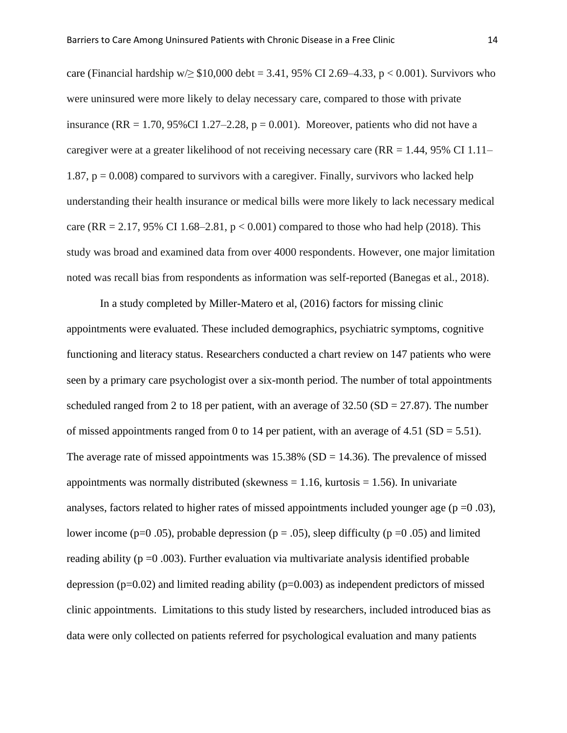care (Financial hardship w/$\geq$ \$10,000 debt = 3.41, 95% CI 2.69–4.33, $p < 0.001$). Survivors who were uninsured were more likely to delay necessary care, compared to those with private insurance (RR = 1.70, 95%CI 1.27–2.28, $p = 0.001$). Moreover, patients who did not have a caregiver were at a greater likelihood of not receiving necessary care (RR = 1.44, 95% CI 1.11–1.87, $p = 0.008$) compared to survivors with a caregiver. Finally, survivors who lacked help understanding their health insurance or medical bills were more likely to lack necessary medical care (RR = 2.17, 95% CI 1.68–2.81, $p < 0.001$) compared to those who had help (2018). This study was broad and examined data from over 4000 respondents. However, one major limitation noted was recall bias from respondents as information was self-reported (Banegas et al., 2018).

In a study completed by Miller-Matero et al, (2016) factors for missing clinic appointments were evaluated. These included demographics, psychiatric symptoms, cognitive functioning and literacy status. Researchers conducted a chart review on 147 patients who were seen by a primary care psychologist over a six-month period. The number of total appointments scheduled ranged from 2 to 18 per patient, with an average of 32.50 (SD = 27.87). The number of missed appointments ranged from 0 to 14 per patient, with an average of 4.51 (SD = 5.51). The average rate of missed appointments was 15.38% (SD = 14.36). The prevalence of missed appointments was normally distributed (skewness = 1.16, kurtosis = 1.56). In univariate analyses, factors related to higher rates of missed appointments included younger age ($p = 0\ .03$), lower income ($p = 0\ .05$), probable depression ($p = .05$), sleep difficulty ($p = 0\ .05$) and limited reading ability ($p = 0\ .003$). Further evaluation via multivariate analysis identified probable depression ($p = 0.02$) and limited reading ability ($p = 0.003$) as independent predictors of missed clinic appointments. Limitations to this study listed by researchers, included introduced bias as data were only collected on patients referred for psychological evaluation and many patients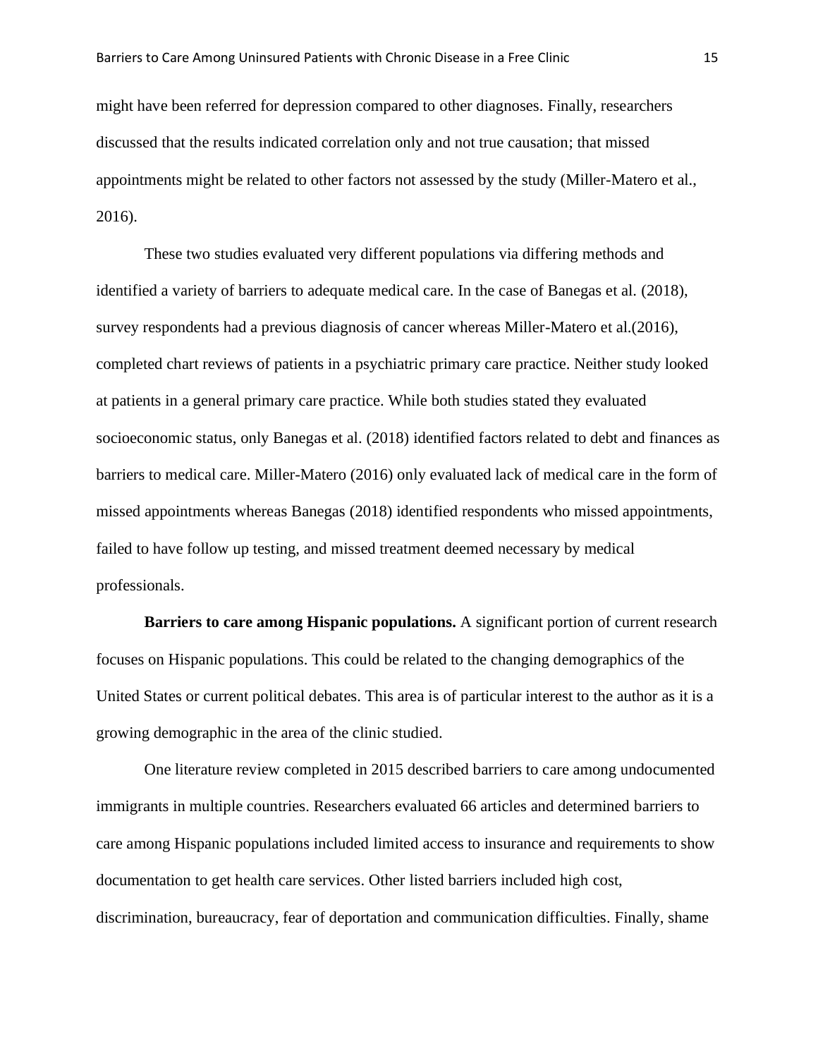might have been referred for depression compared to other diagnoses. Finally, researchers discussed that the results indicated correlation only and not true causation; that missed appointments might be related to other factors not assessed by the study (Miller-Matero et al., 2016).

These two studies evaluated very different populations via differing methods and identified a variety of barriers to adequate medical care. In the case of Banegas et al. (2018), survey respondents had a previous diagnosis of cancer whereas Miller-Matero et al.(2016), completed chart reviews of patients in a psychiatric primary care practice. Neither study looked at patients in a general primary care practice. While both studies stated they evaluated socioeconomic status, only Banegas et al. (2018) identified factors related to debt and finances as barriers to medical care. Miller-Matero (2016) only evaluated lack of medical care in the form of missed appointments whereas Banegas (2018) identified respondents who missed appointments, failed to have follow up testing, and missed treatment deemed necessary by medical professionals.

**Barriers to care among Hispanic populations.** A significant portion of current research focuses on Hispanic populations. This could be related to the changing demographics of the United States or current political debates. This area is of particular interest to the author as it is a growing demographic in the area of the clinic studied.

One literature review completed in 2015 described barriers to care among undocumented immigrants in multiple countries. Researchers evaluated 66 articles and determined barriers to care among Hispanic populations included limited access to insurance and requirements to show documentation to get health care services. Other listed barriers included high cost, discrimination, bureaucracy, fear of deportation and communication difficulties. Finally, shame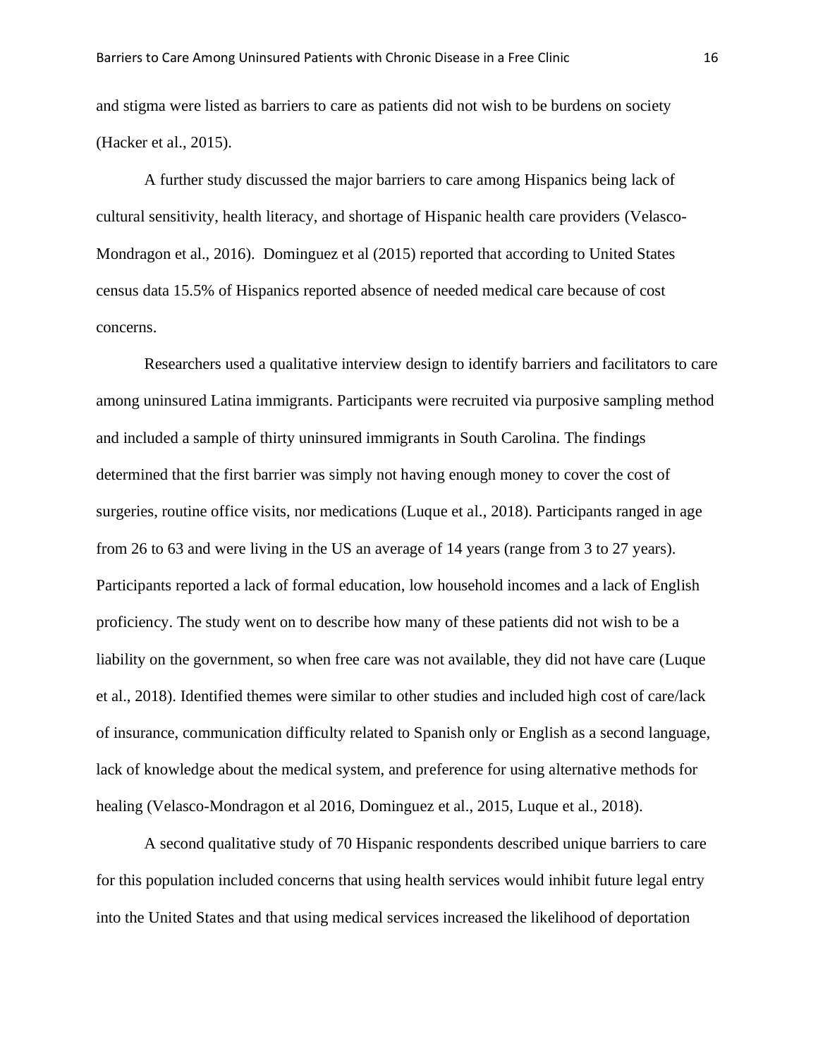and stigma were listed as barriers to care as patients did not wish to be burdens on society (Hacker et al., 2015).

A further study discussed the major barriers to care among Hispanics being lack of cultural sensitivity, health literacy, and shortage of Hispanic health care providers (Velasco-Mondragon et al., 2016). Dominguez et al (2015) reported that according to United States census data 15.5% of Hispanics reported absence of needed medical care because of cost concerns.

Researchers used a qualitative interview design to identify barriers and facilitators to care among uninsured Latina immigrants. Participants were recruited via purposive sampling method and included a sample of thirty uninsured immigrants in South Carolina. The findings determined that the first barrier was simply not having enough money to cover the cost of surgeries, routine office visits, nor medications (Luque et al., 2018). Participants ranged in age from 26 to 63 and were living in the US an average of 14 years (range from 3 to 27 years). Participants reported a lack of formal education, low household incomes and a lack of English proficiency. The study went on to describe how many of these patients did not wish to be a liability on the government, so when free care was not available, they did not have care (Luque et al., 2018). Identified themes were similar to other studies and included high cost of care/lack of insurance, communication difficulty related to Spanish only or English as a second language, lack of knowledge about the medical system, and preference for using alternative methods for healing (Velasco-Mondragon et al 2016, Dominguez et al., 2015, Luque et al., 2018).

A second qualitative study of 70 Hispanic respondents described unique barriers to care for this population included concerns that using health services would inhibit future legal entry into the United States and that using medical services increased the likelihood of deportation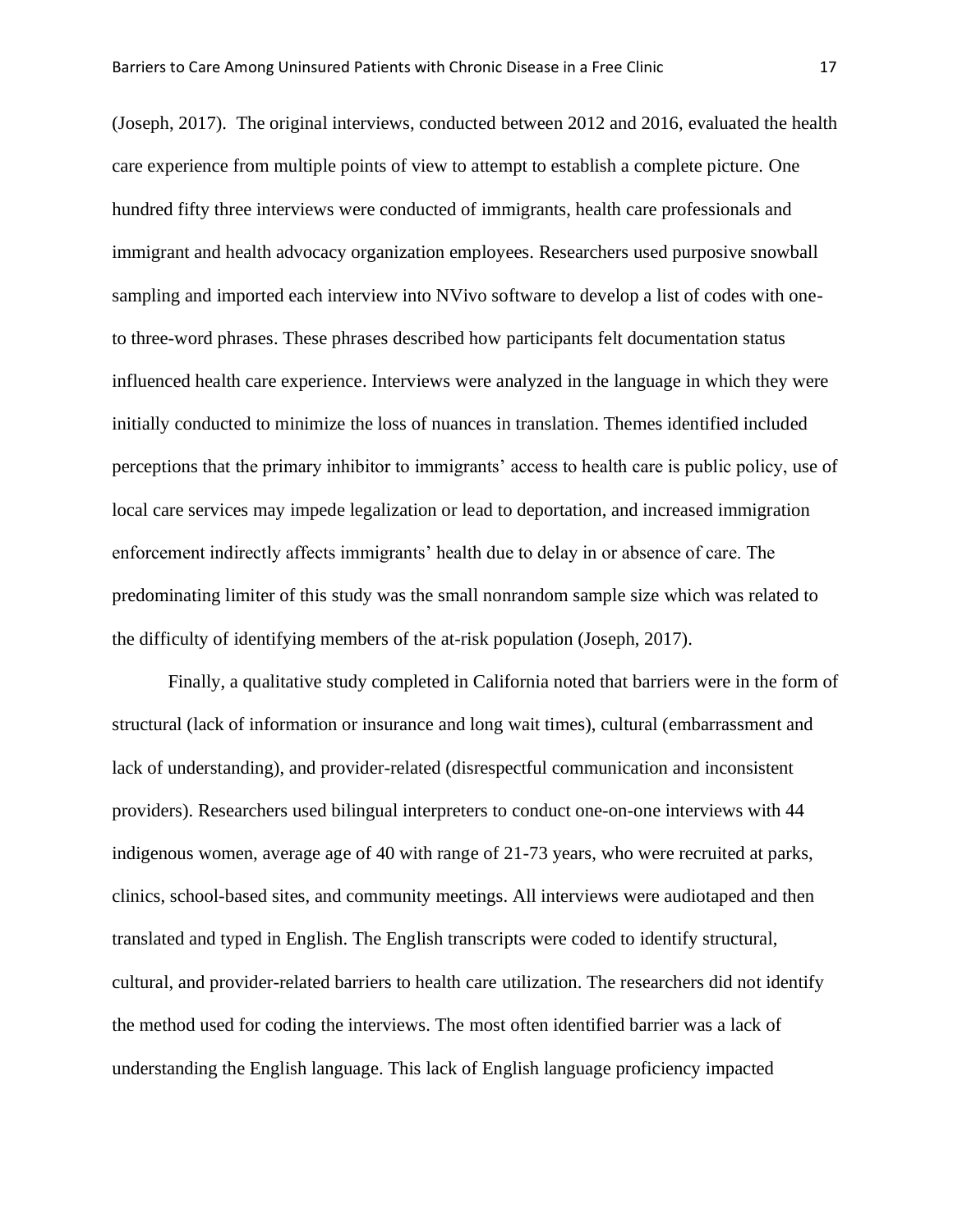(Joseph, 2017). The original interviews, conducted between 2012 and 2016, evaluated the health care experience from multiple points of view to attempt to establish a complete picture. One hundred fifty three interviews were conducted of immigrants, health care professionals and immigrant and health advocacy organization employees. Researchers used purposive snowball sampling and imported each interview into NVivo software to develop a list of codes with one- to three-word phrases. These phrases described how participants felt documentation status influenced health care experience. Interviews were analyzed in the language in which they were initially conducted to minimize the loss of nuances in translation. Themes identified included perceptions that the primary inhibitor to immigrants' access to health care is public policy, use of local care services may impede legalization or lead to deportation, and increased immigration enforcement indirectly affects immigrants' health due to delay in or absence of care. The predominating limiter of this study was the small nonrandom sample size which was related to the difficulty of identifying members of the at-risk population (Joseph, 2017).

Finally, a qualitative study completed in California noted that barriers were in the form of structural (lack of information or insurance and long wait times), cultural (embarrassment and lack of understanding), and provider-related (disrespectful communication and inconsistent providers). Researchers used bilingual interpreters to conduct one-on-one interviews with 44 indigenous women, average age of 40 with range of 21-73 years, who were recruited at parks, clinics, school-based sites, and community meetings. All interviews were audiotaped and then translated and typed in English. The English transcripts were coded to identify structural, cultural, and provider-related barriers to health care utilization. The researchers did not identify the method used for coding the interviews. The most often identified barrier was a lack of understanding the English language. This lack of English language proficiency impacted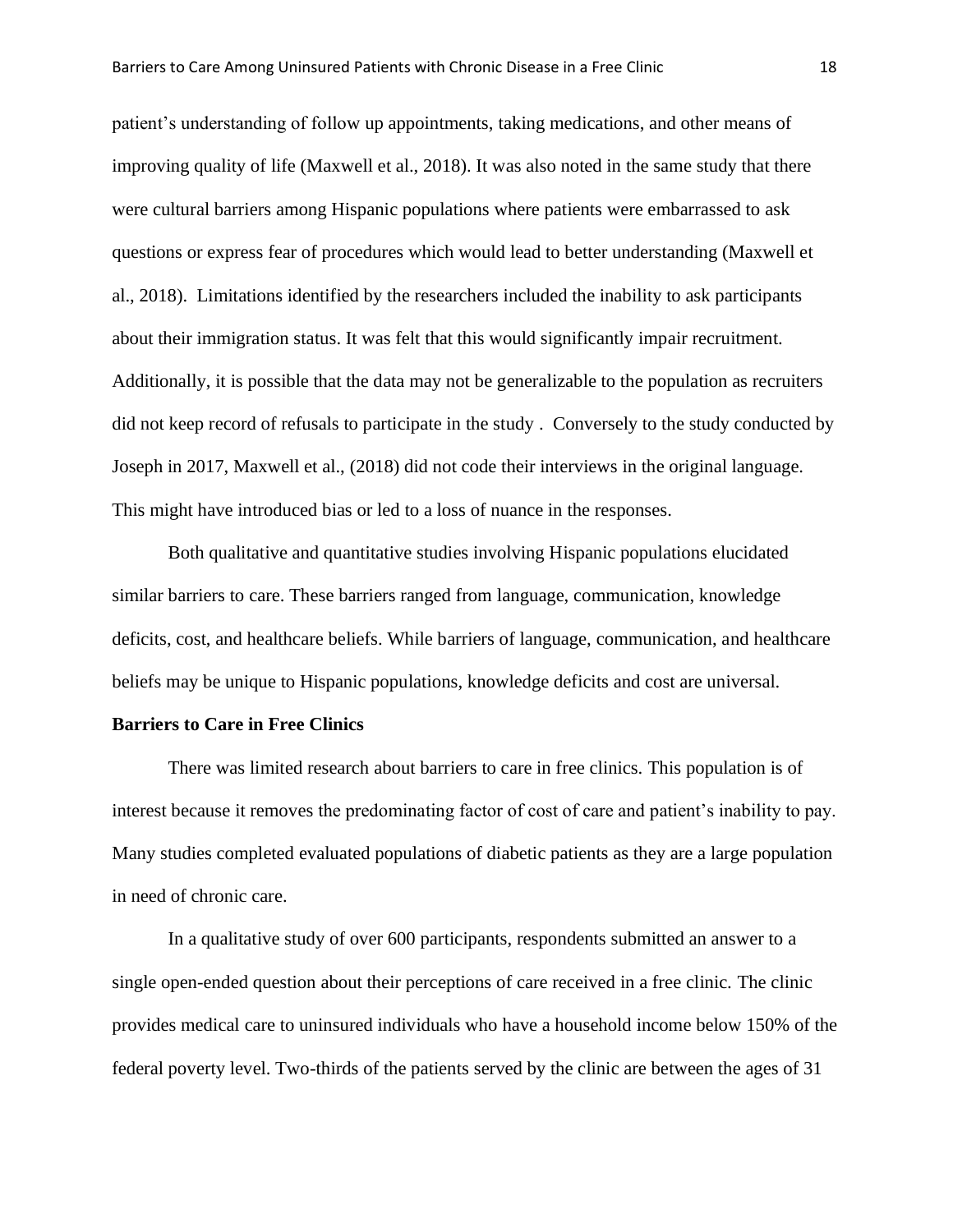patient's understanding of follow up appointments, taking medications, and other means of improving quality of life (Maxwell et al., 2018). It was also noted in the same study that there were cultural barriers among Hispanic populations where patients were embarrassed to ask questions or express fear of procedures which would lead to better understanding (Maxwell et al., 2018). Limitations identified by the researchers included the inability to ask participants about their immigration status. It was felt that this would significantly impair recruitment. Additionally, it is possible that the data may not be generalizable to the population as recruiters did not keep record of refusals to participate in the study . Conversely to the study conducted by Joseph in 2017, Maxwell et al., (2018) did not code their interviews in the original language. This might have introduced bias or led to a loss of nuance in the responses.

Both qualitative and quantitative studies involving Hispanic populations elucidated similar barriers to care. These barriers ranged from language, communication, knowledge deficits, cost, and healthcare beliefs. While barriers of language, communication, and healthcare beliefs may be unique to Hispanic populations, knowledge deficits and cost are universal.

**Barriers to Care in Free Clinics**

There was limited research about barriers to care in free clinics. This population is of interest because it removes the predominating factor of cost of care and patient's inability to pay. Many studies completed evaluated populations of diabetic patients as they are a large population in need of chronic care.

In a qualitative study of over 600 participants, respondents submitted an answer to a single open-ended question about their perceptions of care received in a free clinic. The clinic provides medical care to uninsured individuals who have a household income below 150% of the federal poverty level. Two-thirds of the patients served by the clinic are between the ages of 31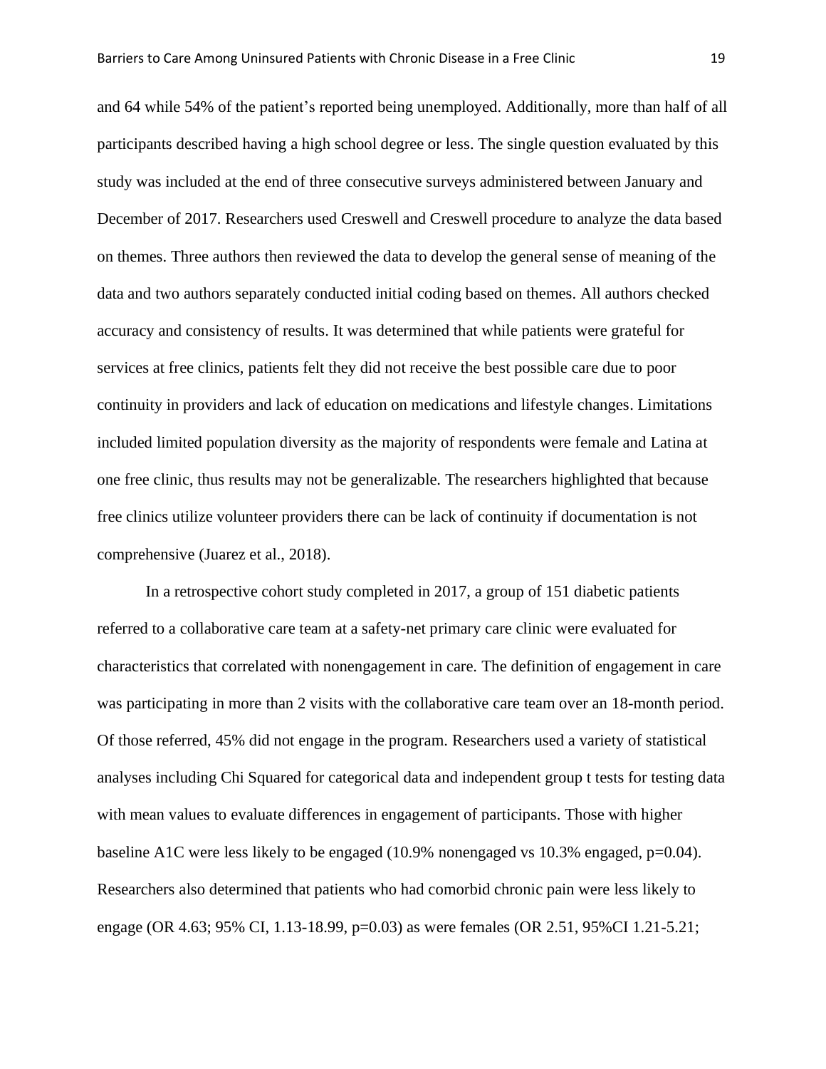and 64 while 54% of the patient's reported being unemployed. Additionally, more than half of all participants described having a high school degree or less. The single question evaluated by this study was included at the end of three consecutive surveys administered between January and December of 2017. Researchers used Creswell and Creswell procedure to analyze the data based on themes. Three authors then reviewed the data to develop the general sense of meaning of the data and two authors separately conducted initial coding based on themes. All authors checked accuracy and consistency of results. It was determined that while patients were grateful for services at free clinics, patients felt they did not receive the best possible care due to poor continuity in providers and lack of education on medications and lifestyle changes. Limitations included limited population diversity as the majority of respondents were female and Latina at one free clinic, thus results may not be generalizable. The researchers highlighted that because free clinics utilize volunteer providers there can be lack of continuity if documentation is not comprehensive (Juarez et al., 2018).

In a retrospective cohort study completed in 2017, a group of 151 diabetic patients referred to a collaborative care team at a safety-net primary care clinic were evaluated for characteristics that correlated with nonengagement in care. The definition of engagement in care was participating in more than 2 visits with the collaborative care team over an 18-month period. Of those referred, 45% did not engage in the program. Researchers used a variety of statistical analyses including Chi Squared for categorical data and independent group t tests for testing data with mean values to evaluate differences in engagement of participants. Those with higher baseline A1C were less likely to be engaged (10.9% nonengaged vs 10.3% engaged, $p=0.04$). Researchers also determined that patients who had comorbid chronic pain were less likely to engage (OR 4.63; 95% CI, 1.13-18.99, $p=0.03$) as were females (OR 2.51, 95%CI 1.21-5.21;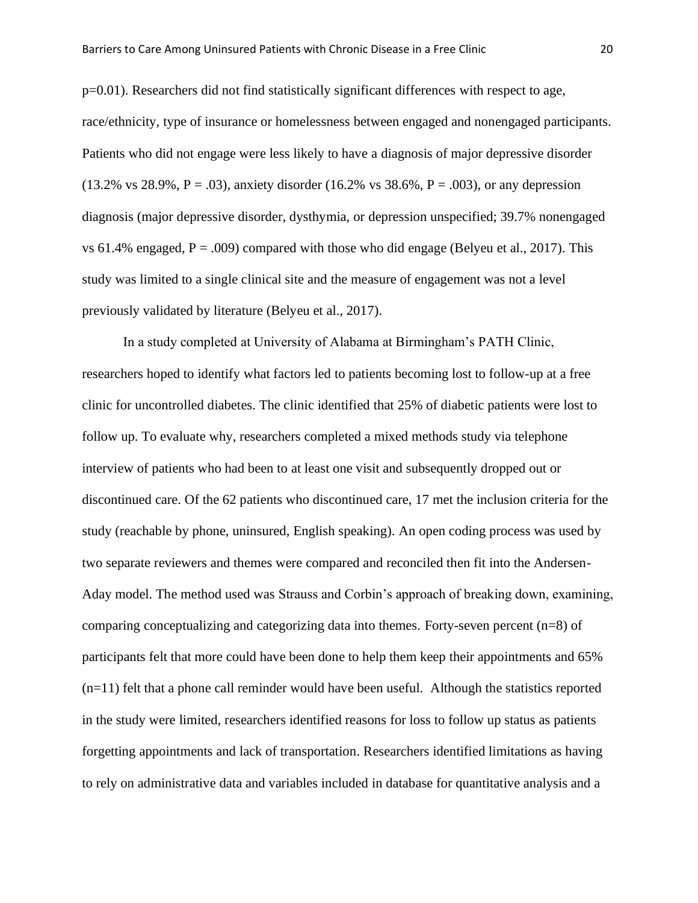p=0.01). Researchers did not find statistically significant differences with respect to age, race/ethnicity, type of insurance or homelessness between engaged and nonengaged participants. Patients who did not engage were less likely to have a diagnosis of major depressive disorder (13.2% vs 28.9%, P = .03), anxiety disorder (16.2% vs 38.6%, P = .003), or any depression diagnosis (major depressive disorder, dysthymia, or depression unspecified; 39.7% nonengaged vs 61.4% engaged, P = .009) compared with those who did engage (Belyeu et al., 2017). This study was limited to a single clinical site and the measure of engagement was not a level previously validated by literature (Belyeu et al., 2017).

In a study completed at University of Alabama at Birmingham's PATH Clinic, researchers hoped to identify what factors led to patients becoming lost to follow-up at a free clinic for uncontrolled diabetes. The clinic identified that 25% of diabetic patients were lost to follow up. To evaluate why, researchers completed a mixed methods study via telephone interview of patients who had been to at least one visit and subsequently dropped out or discontinued care. Of the 62 patients who discontinued care, 17 met the inclusion criteria for the study (reachable by phone, uninsured, English speaking). An open coding process was used by two separate reviewers and themes were compared and reconciled then fit into the Andersen-Aday model. The method used was Strauss and Corbin's approach of breaking down, examining, comparing conceptualizing and categorizing data into themes. Forty-seven percent (n=8) of participants felt that more could have been done to help them keep their appointments and 65% (n=11) felt that a phone call reminder would have been useful. Although the statistics reported in the study were limited, researchers identified reasons for loss to follow up status as patients forgetting appointments and lack of transportation. Researchers identified limitations as having to rely on administrative data and variables included in database for quantitative analysis and a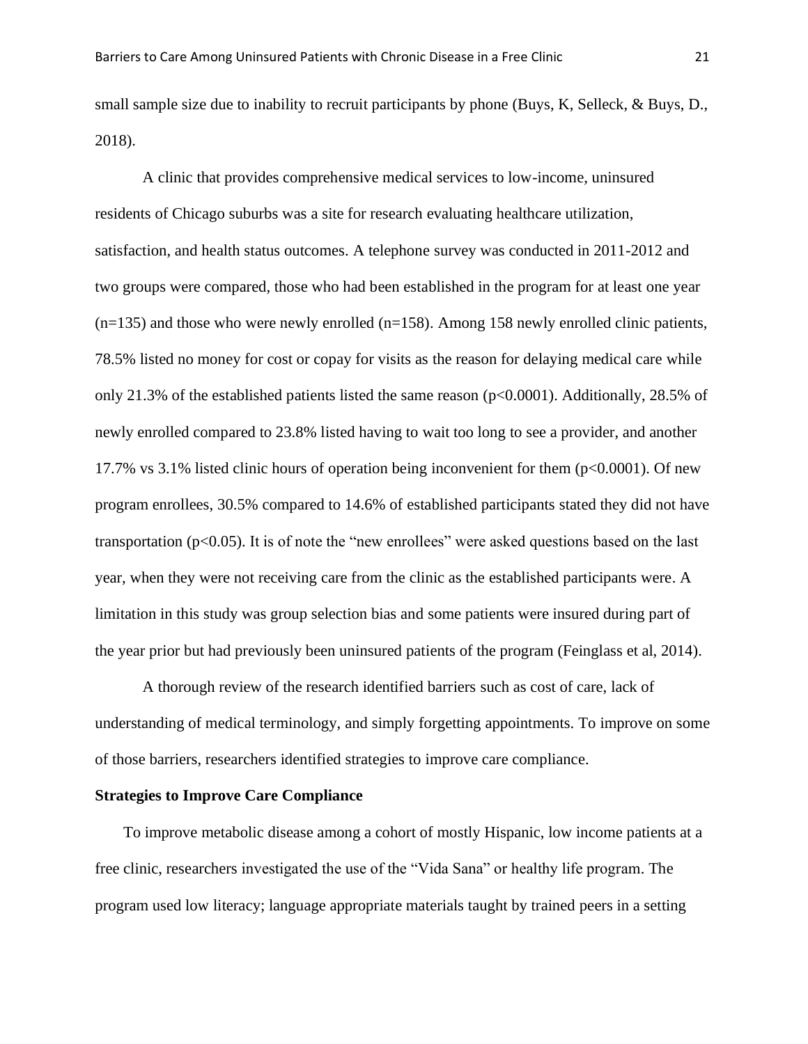small sample size due to inability to recruit participants by phone (Buys, K, Selleck, & Buys, D., 2018).

A clinic that provides comprehensive medical services to low-income, uninsured residents of Chicago suburbs was a site for research evaluating healthcare utilization, satisfaction, and health status outcomes. A telephone survey was conducted in 2011-2012 and two groups were compared, those who had been established in the program for at least one year (n=135) and those who were newly enrolled (n=158). Among 158 newly enrolled clinic patients, 78.5% listed no money for cost or copay for visits as the reason for delaying medical care while only 21.3% of the established patients listed the same reason ($p<0.0001$). Additionally, 28.5% of newly enrolled compared to 23.8% listed having to wait too long to see a provider, and another 17.7% vs 3.1% listed clinic hours of operation being inconvenient for them ($p<0.0001$). Of new program enrollees, 30.5% compared to 14.6% of established participants stated they did not have transportation ($p<0.05$). It is of note the "new enrollees" were asked questions based on the last year, when they were not receiving care from the clinic as the established participants were. A limitation in this study was group selection bias and some patients were insured during part of the year prior but had previously been uninsured patients of the program (Feinglass et al, 2014).

A thorough review of the research identified barriers such as cost of care, lack of understanding of medical terminology, and simply forgetting appointments. To improve on some of those barriers, researchers identified strategies to improve care compliance.

**Strategies to Improve Care Compliance**

To improve metabolic disease among a cohort of mostly Hispanic, low income patients at a free clinic, researchers investigated the use of the "Vida Sana" or healthy life program. The program used low literacy; language appropriate materials taught by trained peers in a setting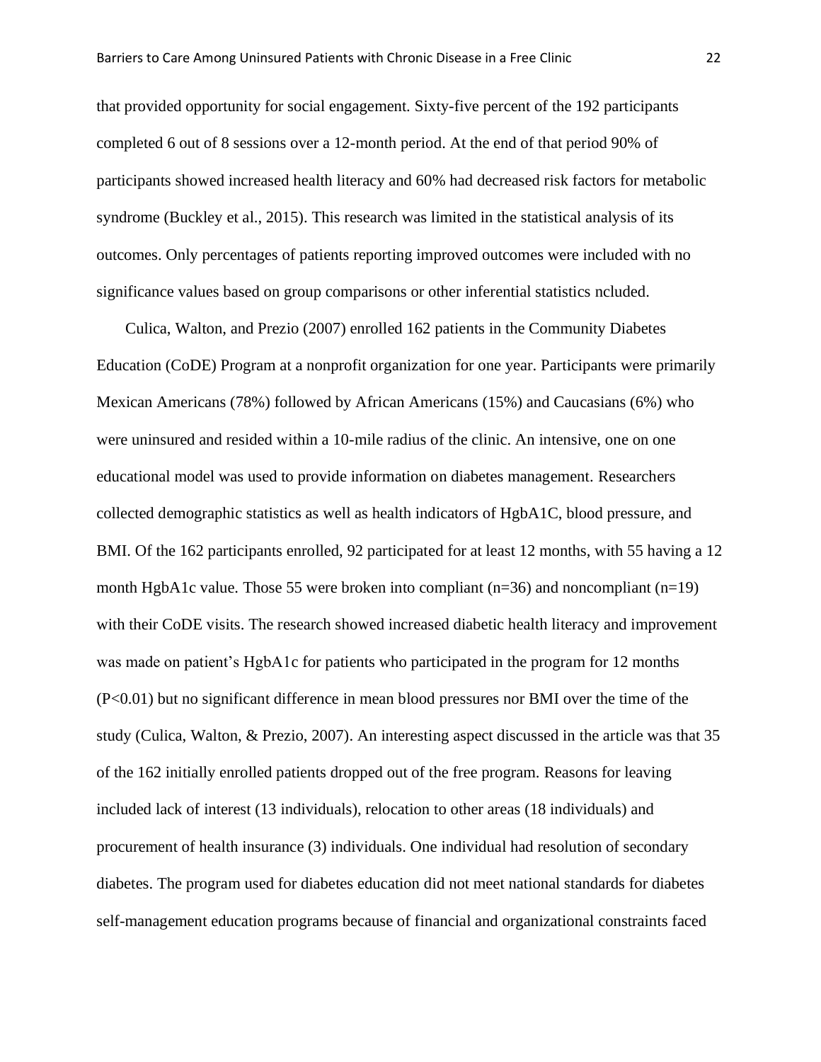that provided opportunity for social engagement. Sixty-five percent of the 192 participants completed 6 out of 8 sessions over a 12-month period. At the end of that period 90% of participants showed increased health literacy and 60% had decreased risk factors for metabolic syndrome (Buckley et al., 2015). This research was limited in the statistical analysis of its outcomes. Only percentages of patients reporting improved outcomes were included with no significance values based on group comparisons or other inferential statistics ncluded.

Culica, Walton, and Prezio (2007) enrolled 162 patients in the Community Diabetes Education (CoDE) Program at a nonprofit organization for one year. Participants were primarily Mexican Americans (78%) followed by African Americans (15%) and Caucasians (6%) who were uninsured and resided within a 10-mile radius of the clinic. An intensive, one on one educational model was used to provide information on diabetes management. Researchers collected demographic statistics as well as health indicators of HgbA1C, blood pressure, and BMI. Of the 162 participants enrolled, 92 participated for at least 12 months, with 55 having a 12 month HgbA1c value. Those 55 were broken into compliant (n=36) and noncompliant (n=19) with their CoDE visits. The research showed increased diabetic health literacy and improvement was made on patient's HgbA1c for patients who participated in the program for 12 months ($P<0.01$) but no significant difference in mean blood pressures nor BMI over the time of the study (Culica, Walton, & Prezio, 2007). An interesting aspect discussed in the article was that 35 of the 162 initially enrolled patients dropped out of the free program. Reasons for leaving included lack of interest (13 individuals), relocation to other areas (18 individuals) and procurement of health insurance (3) individuals. One individual had resolution of secondary diabetes. The program used for diabetes education did not meet national standards for diabetes self-management education programs because of financial and organizational constraints faced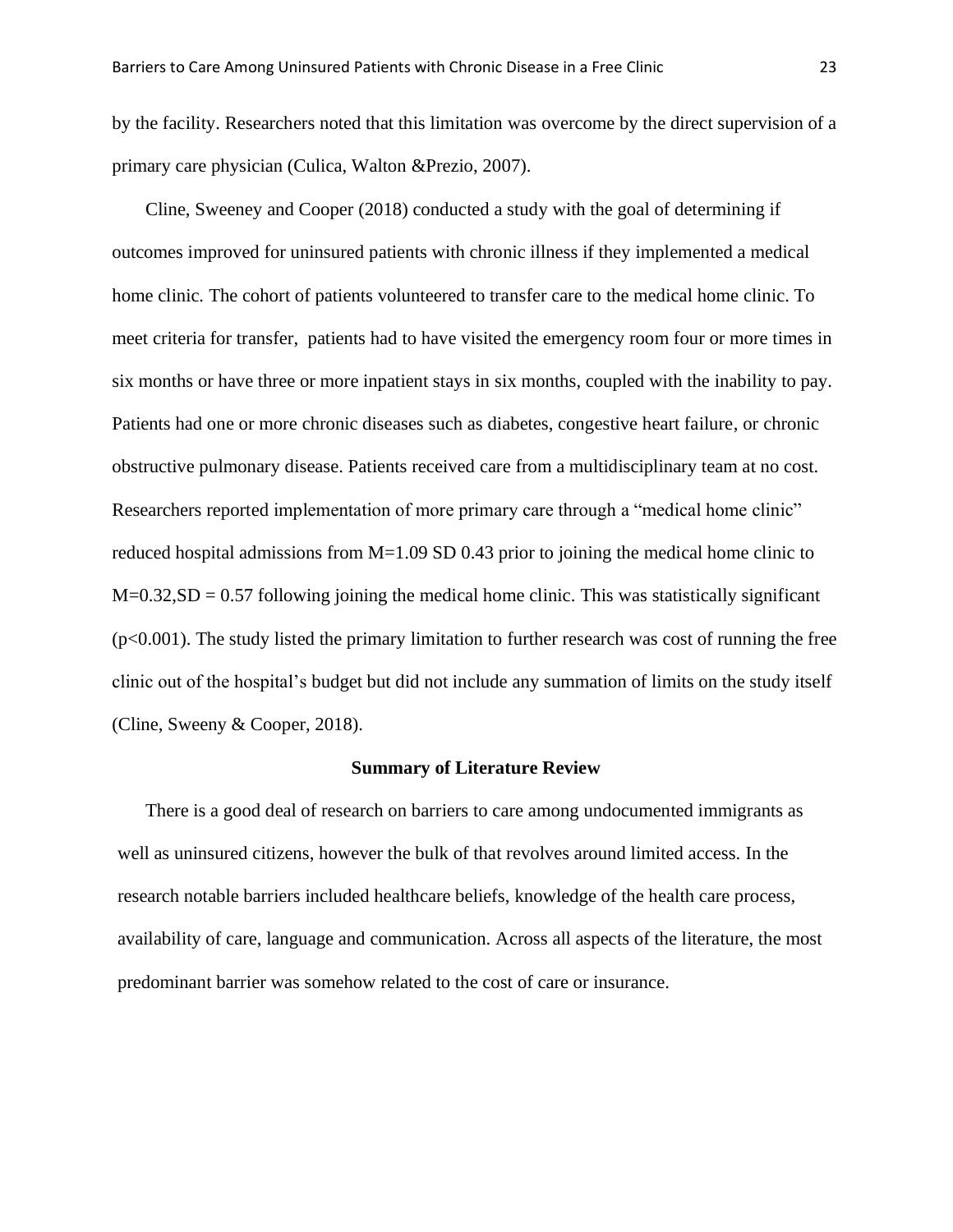by the facility. Researchers noted that this limitation was overcome by the direct supervision of a primary care physician (Culica, Walton &Prezio, 2007).

Cline, Sweeney and Cooper (2018) conducted a study with the goal of determining if outcomes improved for uninsured patients with chronic illness if they implemented a medical home clinic. The cohort of patients volunteered to transfer care to the medical home clinic. To meet criteria for transfer, patients had to have visited the emergency room four or more times in six months or have three or more inpatient stays in six months, coupled with the inability to pay. Patients had one or more chronic diseases such as diabetes, congestive heart failure, or chronic obstructive pulmonary disease. Patients received care from a multidisciplinary team at no cost. Researchers reported implementation of more primary care through a "medical home clinic" reduced hospital admissions from $M=1.09$ $SD$ $0.43$ prior to joining the medical home clinic to $M=0.32, SD = 0.57$ following joining the medical home clinic. This was statistically significant ($p<0.001$). The study listed the primary limitation to further research was cost of running the free clinic out of the hospital's budget but did not include any summation of limits on the study itself (Cline, Sweeny & Cooper, 2018).

## Summary of Literature Review

There is a good deal of research on barriers to care among undocumented immigrants as well as uninsured citizens, however the bulk of that revolves around limited access. In the research notable barriers included healthcare beliefs, knowledge of the health care process, availability of care, language and communication. Across all aspects of the literature, the most predominant barrier was somehow related to the cost of care or insurance.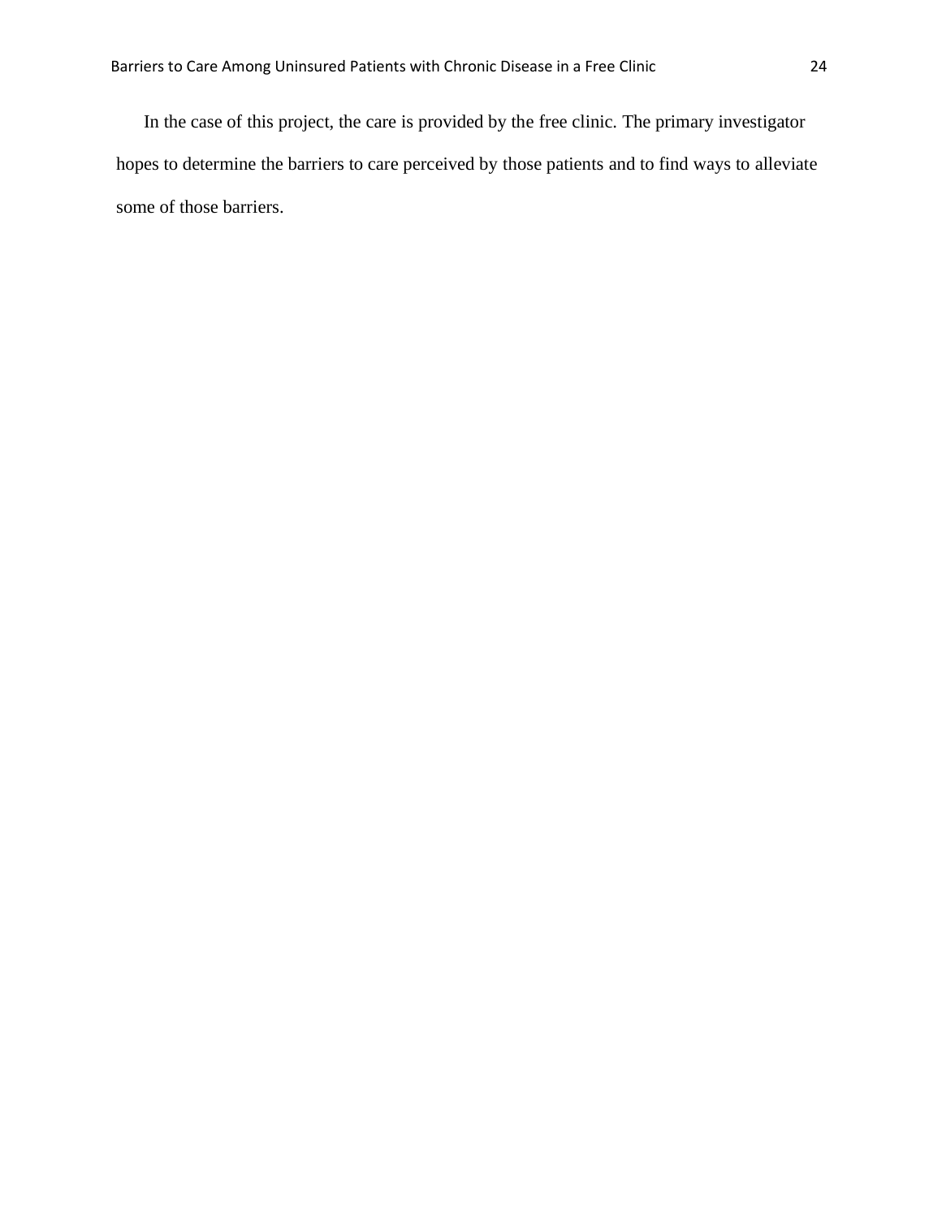In the case of this project, the care is provided by the free clinic. The primary investigator hopes to determine the barriers to care perceived by those patients and to find ways to alleviate some of those barriers.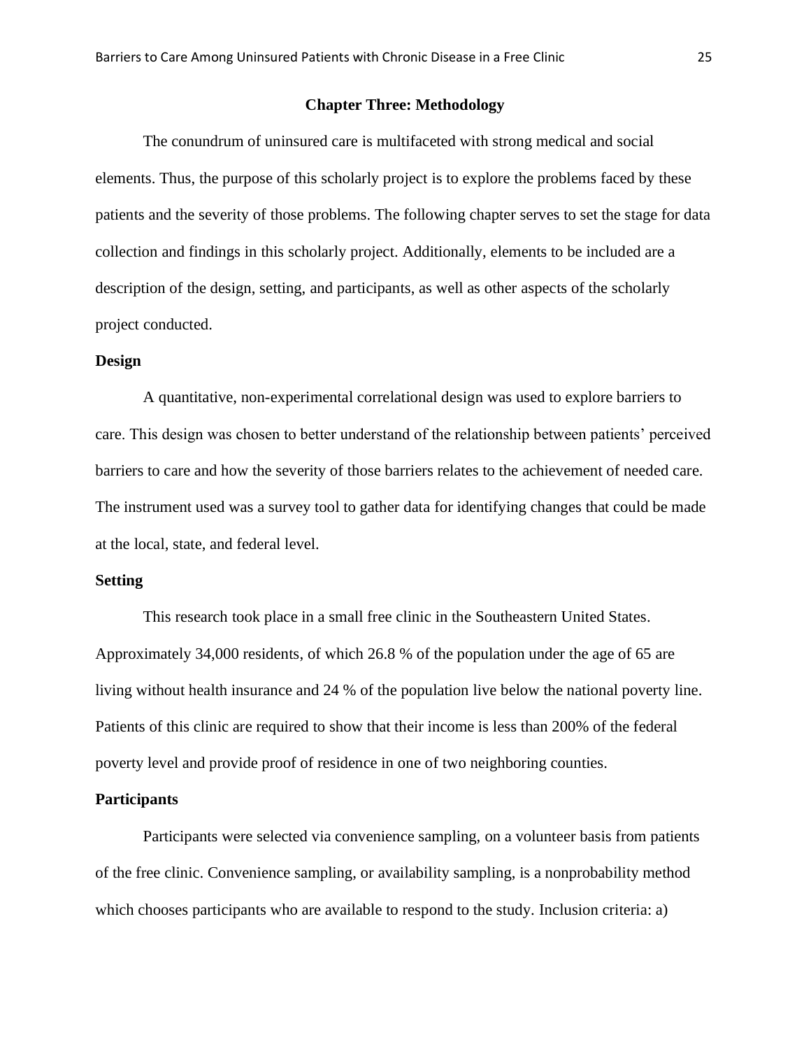# Chapter Three: Methodology

The conundrum of uninsured care is multifaceted with strong medical and social elements. Thus, the purpose of this scholarly project is to explore the problems faced by these patients and the severity of those problems. The following chapter serves to set the stage for data collection and findings in this scholarly project. Additionally, elements to be included are a description of the design, setting, and participants, as well as other aspects of the scholarly project conducted.

## Design

A quantitative, non-experimental correlational design was used to explore barriers to care. This design was chosen to better understand of the relationship between patients' perceived barriers to care and how the severity of those barriers relates to the achievement of needed care. The instrument used was a survey tool to gather data for identifying changes that could be made at the local, state, and federal level.

## Setting

This research took place in a small free clinic in the Southeastern United States. Approximately 34,000 residents, of which 26.8 % of the population under the age of 65 are living without health insurance and 24 % of the population live below the national poverty line. Patients of this clinic are required to show that their income is less than 200% of the federal poverty level and provide proof of residence in one of two neighboring counties.

## Participants

Participants were selected via convenience sampling, on a volunteer basis from patients of the free clinic. Convenience sampling, or availability sampling, is a nonprobability method which chooses participants who are available to respond to the study. Inclusion criteria: a)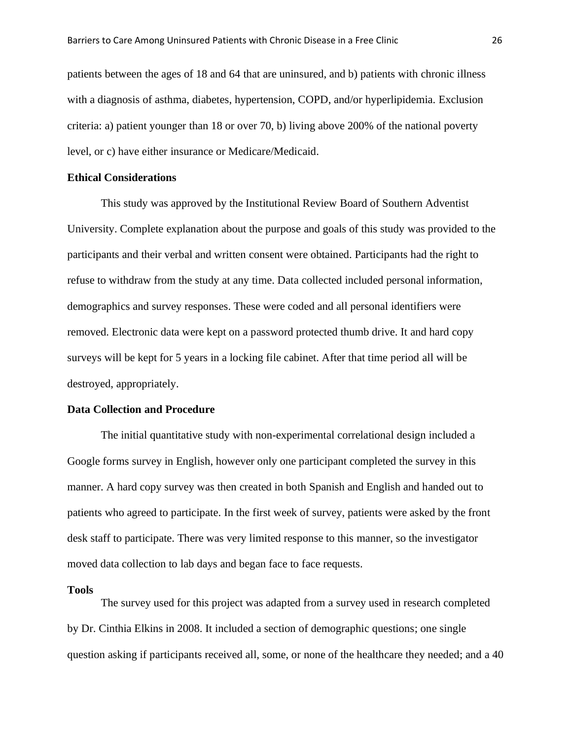patients between the ages of 18 and 64 that are uninsured, and b) patients with chronic illness with a diagnosis of asthma, diabetes, hypertension, COPD, and/or hyperlipidemia. Exclusion criteria: a) patient younger than 18 or over 70, b) living above 200% of the national poverty level, or c) have either insurance or Medicare/Medicaid.

**Ethical Considerations**

This study was approved by the Institutional Review Board of Southern Adventist University. Complete explanation about the purpose and goals of this study was provided to the participants and their verbal and written consent were obtained. Participants had the right to refuse to withdraw from the study at any time. Data collected included personal information, demographics and survey responses. These were coded and all personal identifiers were removed. Electronic data were kept on a password protected thumb drive. It and hard copy surveys will be kept for 5 years in a locking file cabinet. After that time period all will be destroyed, appropriately.

**Data Collection and Procedure**

The initial quantitative study with non-experimental correlational design included a Google forms survey in English, however only one participant completed the survey in this manner. A hard copy survey was then created in both Spanish and English and handed out to patients who agreed to participate. In the first week of survey, patients were asked by the front desk staff to participate. There was very limited response to this manner, so the investigator moved data collection to lab days and began face to face requests.

**Tools**

The survey used for this project was adapted from a survey used in research completed by Dr. Cinthia Elkins in 2008. It included a section of demographic questions; one single question asking if participants received all, some, or none of the healthcare they needed; and a 40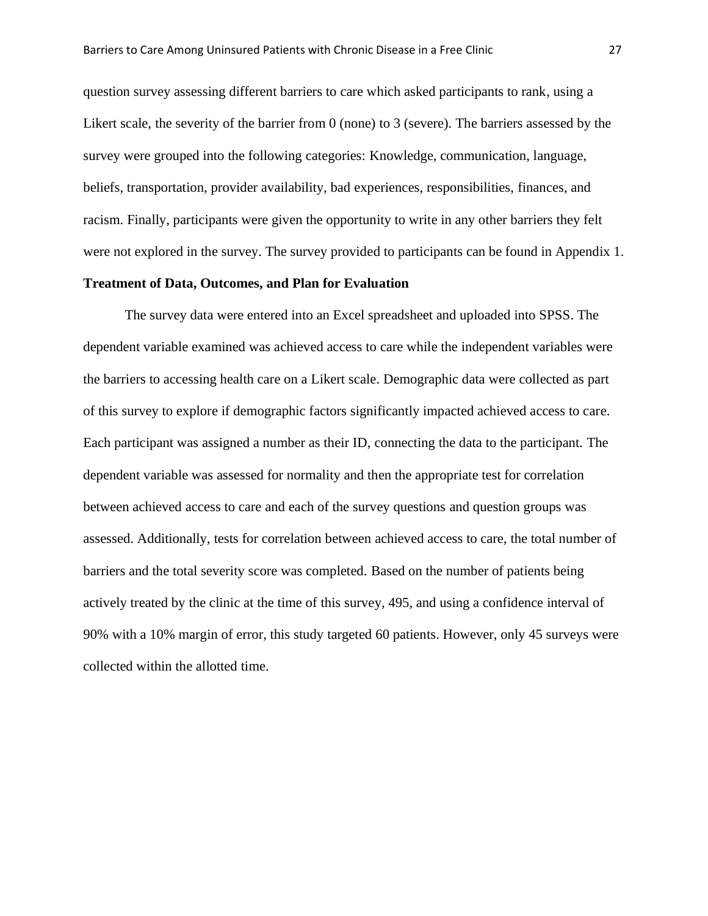question survey assessing different barriers to care which asked participants to rank, using a Likert scale, the severity of the barrier from 0 (none) to 3 (severe). The barriers assessed by the survey were grouped into the following categories: Knowledge, communication, language, beliefs, transportation, provider availability, bad experiences, responsibilities, finances, and racism. Finally, participants were given the opportunity to write in any other barriers they felt were not explored in the survey. The survey provided to participants can be found in Appendix 1.

**Treatment of Data, Outcomes, and Plan for Evaluation**

The survey data were entered into an Excel spreadsheet and uploaded into SPSS. The dependent variable examined was achieved access to care while the independent variables were the barriers to accessing health care on a Likert scale. Demographic data were collected as part of this survey to explore if demographic factors significantly impacted achieved access to care. Each participant was assigned a number as their ID, connecting the data to the participant. The dependent variable was assessed for normality and then the appropriate test for correlation between achieved access to care and each of the survey questions and question groups was assessed. Additionally, tests for correlation between achieved access to care, the total number of barriers and the total severity score was completed. Based on the number of patients being actively treated by the clinic at the time of this survey, 495, and using a confidence interval of 90% with a 10% margin of error, this study targeted 60 patients. However, only 45 surveys were collected within the allotted time.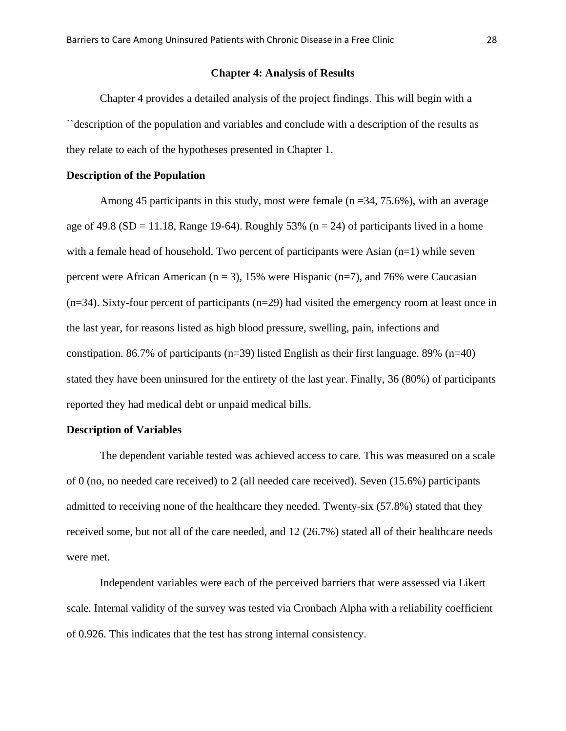## Chapter 4: Analysis of Results

Chapter 4 provides a detailed analysis of the project findings. This will begin with a ``description of the population and variables and conclude with a description of the results as they relate to each of the hypotheses presented in Chapter 1.

### Description of the Population

Among 45 participants in this study, most were female ($n = 34$, 75.6%), with an average age of 49.8 ($SD = 11.18$, Range 19-64). Roughly 53% ($n = 24$) of participants lived in a home with a female head of household. Two percent of participants were Asian ($n=1$) while seven percent were African American ($n = 3$), 15% were Hispanic ($n=7$), and 76% were Caucasian ($n=34$). Sixty-four percent of participants ($n=29$) had visited the emergency room at least once in the last year, for reasons listed as high blood pressure, swelling, pain, infections and constipation. 86.7% of participants ($n=39$) listed English as their first language. 89% ($n=40$) stated they have been uninsured for the entirety of the last year. Finally, 36 (80%) of participants reported they had medical debt or unpaid medical bills.

### Description of Variables

The dependent variable tested was achieved access to care. This was measured on a scale of 0 (no, no needed care received) to 2 (all needed care received). Seven (15.6%) participants admitted to receiving none of the healthcare they needed. Twenty-six (57.8%) stated that they received some, but not all of the care needed, and 12 (26.7%) stated all of their healthcare needs were met.

Independent variables were each of the perceived barriers that were assessed via Likert scale. Internal validity of the survey was tested via Cronbach Alpha with a reliability coefficient of 0.926. This indicates that the test has strong internal consistency.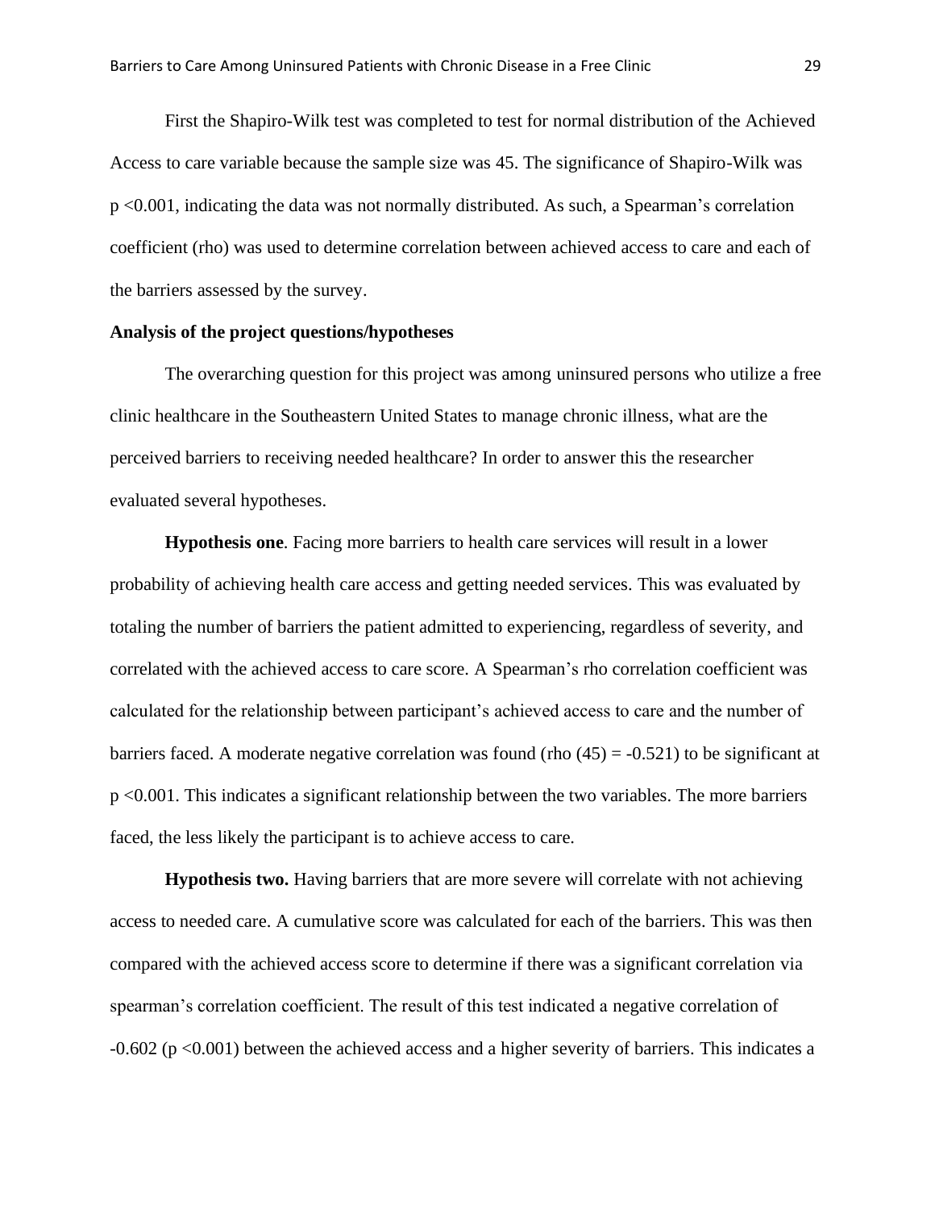First the Shapiro-Wilk test was completed to test for normal distribution of the Achieved Access to care variable because the sample size was 45. The significance of Shapiro-Wilk was $p < 0.001$, indicating the data was not normally distributed. As such, a Spearman's correlation coefficient (rho) was used to determine correlation between achieved access to care and each of the barriers assessed by the survey.

**Analysis of the project questions/hypotheses**

The overarching question for this project was among uninsured persons who utilize a free clinic healthcare in the Southeastern United States to manage chronic illness, what are the perceived barriers to receiving needed healthcare? In order to answer this the researcher evaluated several hypotheses.

**Hypothesis one**. Facing more barriers to health care services will result in a lower probability of achieving health care access and getting needed services. This was evaluated by totaling the number of barriers the patient admitted to experiencing, regardless of severity, and correlated with the achieved access to care score. A Spearman's rho correlation coefficient was calculated for the relationship between participant's achieved access to care and the number of barriers faced. A moderate negative correlation was found (rho $(45) = -0.521$) to be significant at $p < 0.001$. This indicates a significant relationship between the two variables. The more barriers faced, the less likely the participant is to achieve access to care.

**Hypothesis two.** Having barriers that are more severe will correlate with not achieving access to needed care. A cumulative score was calculated for each of the barriers. This was then compared with the achieved access score to determine if there was a significant correlation via spearman's correlation coefficient. The result of this test indicated a negative correlation of $-0.602$ ($p < 0.001$) between the achieved access and a higher severity of barriers. This indicates a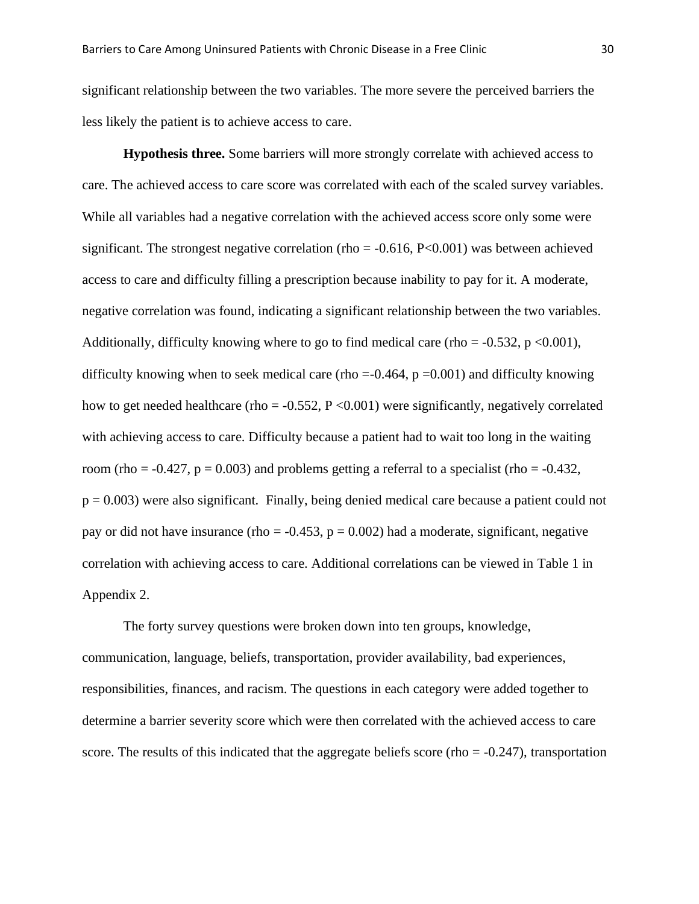significant relationship between the two variables. The more severe the perceived barriers the less likely the patient is to achieve access to care.

**Hypothesis three.** Some barriers will more strongly correlate with achieved access to care. The achieved access to care score was correlated with each of the scaled survey variables. While all variables had a negative correlation with the achieved access score only some were significant. The strongest negative correlation (rho = -0.616, $P<0.001$) was between achieved access to care and difficulty filling a prescription because inability to pay for it. A moderate, negative correlation was found, indicating a significant relationship between the two variables. Additionally, difficulty knowing where to go to find medical care (rho = -0.532, $p < 0.001$), difficulty knowing when to seek medical care (rho =-0.464, $p = 0.001$) and difficulty knowing how to get needed healthcare (rho = -0.552, $P < 0.001$) were significantly, negatively correlated with achieving access to care. Difficulty because a patient had to wait too long in the waiting room (rho = -0.427, $p = 0.003$) and problems getting a referral to a specialist (rho = -0.432, $p = 0.003$) were also significant. Finally, being denied medical care because a patient could not pay or did not have insurance (rho = -0.453, $p = 0.002$) had a moderate, significant, negative correlation with achieving access to care. Additional correlations can be viewed in Table 1 in Appendix 2.

The forty survey questions were broken down into ten groups, knowledge, communication, language, beliefs, transportation, provider availability, bad experiences, responsibilities, finances, and racism. The questions in each category were added together to determine a barrier severity score which were then correlated with the achieved access to care score. The results of this indicated that the aggregate beliefs score (rho = -0.247), transportation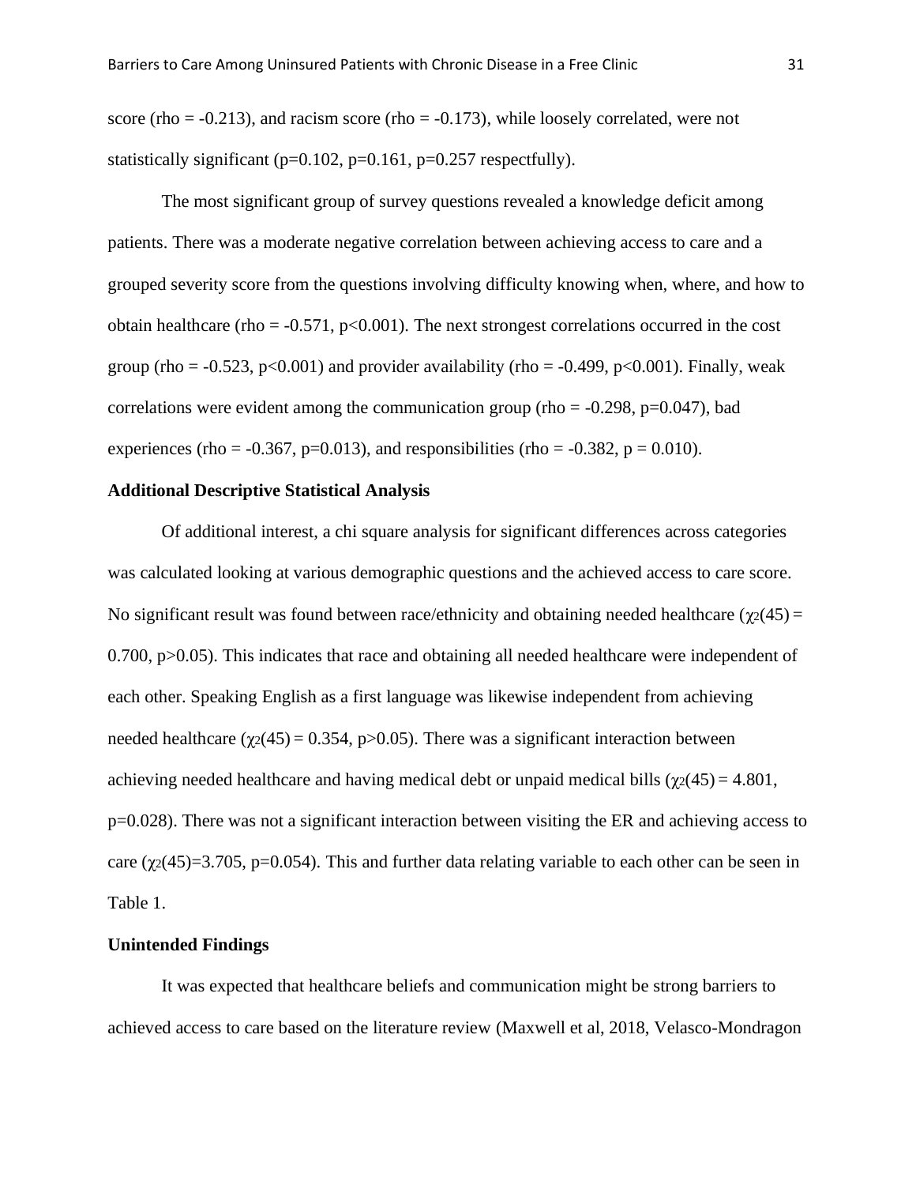score (rho = -0.213), and racism score (rho = -0.173), while loosely correlated, were not statistically significant (p=0.102, p=0.161, p=0.257 respectfully).

The most significant group of survey questions revealed a knowledge deficit among patients. There was a moderate negative correlation between achieving access to care and a grouped severity score from the questions involving difficulty knowing when, where, and how to obtain healthcare (rho = -0.571, p<0.001). The next strongest correlations occurred in the cost group (rho = -0.523, p<0.001) and provider availability (rho = -0.499, p<0.001). Finally, weak correlations were evident among the communication group (rho = -0.298, p=0.047), bad experiences (rho = -0.367, p=0.013), and responsibilities (rho = -0.382, p = 0.010).

**Additional Descriptive Statistical Analysis**

Of additional interest, a chi square analysis for significant differences across categories was calculated looking at various demographic questions and the achieved access to care score. No significant result was found between race/ethnicity and obtaining needed healthcare ($\chi_2(45) = 0.700$, $p>0.05$). This indicates that race and obtaining all needed healthcare were independent of each other. Speaking English as a first language was likewise independent from achieving needed healthcare ($\chi_2(45) = 0.354$, $p>0.05$). There was a significant interaction between achieving needed healthcare and having medical debt or unpaid medical bills ($\chi_2(45) = 4.801$, $p=0.028$). There was not a significant interaction between visiting the ER and achieving access to care ($\chi_2(45)=3.705$, $p=0.054$). This and further data relating variable to each other can be seen in Table 1.

**Unintended Findings**

It was expected that healthcare beliefs and communication might be strong barriers to achieved access to care based on the literature review (Maxwell et al, 2018, Velasco-Mondragon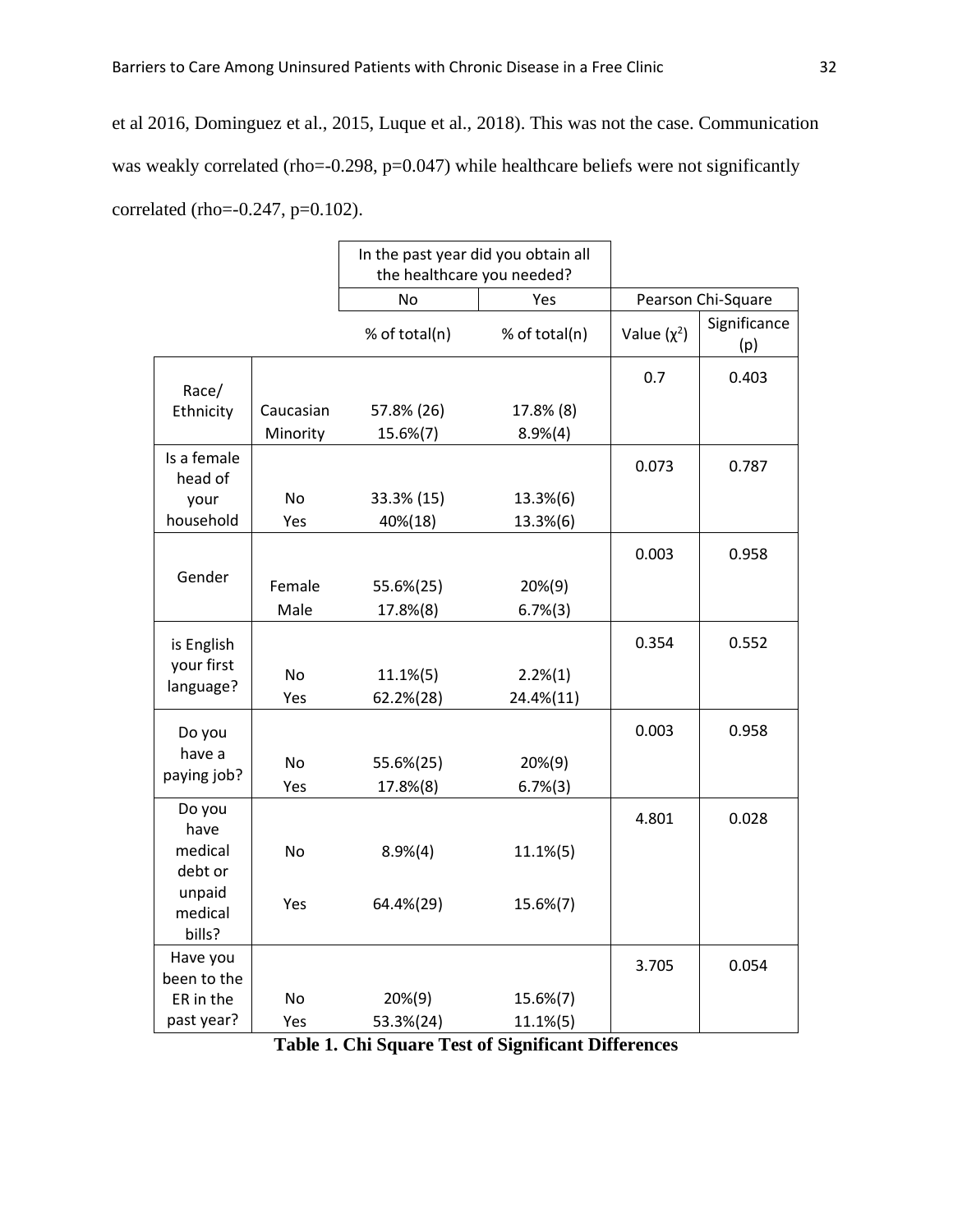et al 2016, Dominguez et al., 2015, Luque et al., 2018). This was not the case. Communication was weakly correlated (rho=-0.298, p=0.047) while healthcare beliefs were not significantly correlated (rho=-0.247, p=0.102).

| | | In the past year did you obtain all the healthcare you needed? | | | |
|---|---|---|---|---|---|
| | | No | Yes | Pearson Chi-Square | |
| | | % of total(n) | % of total(n) | Value ($\chi^2$) | Significance (p) |
| Race/ Ethnicity | Caucasian | 57.8% (26) | 17.8% (8) | 0.7 | 0.403 |
| | Minority | 15.6%(7) | 8.9%(4) | | |
| Is a female head of your household | No | 33.3% (15) | 13.3%(6) | 0.073 | 0.787 |
| | Yes | 40%(18) | 13.3%(6) | | |
| Gender | Female | 55.6%(25) | 20%(9) | 0.003 | 0.958 |
| | Male | 17.8%(8) | 6.7%(3) | | |
| is English your first language? | No | 11.1%(5) | 2.2%(1) | 0.354 | 0.552 |
| | Yes | 62.2%(28) | 24.4%(11) | | |
| Do you have a paying job? | No | 55.6%(25) | 20%(9) | 0.003 | 0.958 |
| | Yes | 17.8%(8) | 6.7%(3) | | |
| Do you have medical debt or unpaid medical bills? | No | 8.9%(4) | 11.1%(5) | 4.801 | 0.028 |
| | Yes | 64.4%(29) | 15.6%(7) | | |
| Have you been to the ER in the past year? | No | 20%(9) | 15.6%(7) | 3.705 | 0.054 |
| | Yes | 53.3%(24) | 11.1%(5) | | |

**Table 1. Chi Square Test of Significant Differences**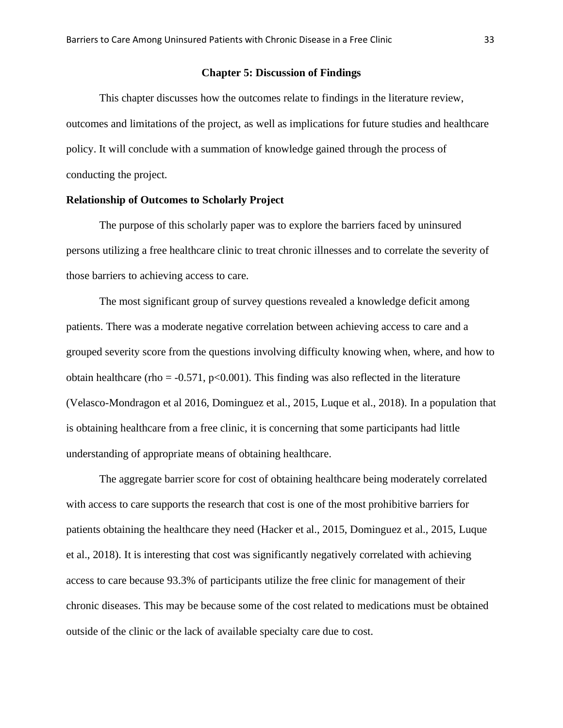## Chapter 5: Discussion of Findings

This chapter discusses how the outcomes relate to findings in the literature review, outcomes and limitations of the project, as well as implications for future studies and healthcare policy. It will conclude with a summation of knowledge gained through the process of conducting the project.

### Relationship of Outcomes to Scholarly Project

The purpose of this scholarly paper was to explore the barriers faced by uninsured persons utilizing a free healthcare clinic to treat chronic illnesses and to correlate the severity of those barriers to achieving access to care.

The most significant group of survey questions revealed a knowledge deficit among patients. There was a moderate negative correlation between achieving access to care and a grouped severity score from the questions involving difficulty knowing when, where, and how to obtain healthcare (rho = -0.571, $p<0.001$). This finding was also reflected in the literature (Velasco-Mondragon et al 2016, Dominguez et al., 2015, Luque et al., 2018). In a population that is obtaining healthcare from a free clinic, it is concerning that some participants had little understanding of appropriate means of obtaining healthcare.

The aggregate barrier score for cost of obtaining healthcare being moderately correlated with access to care supports the research that cost is one of the most prohibitive barriers for patients obtaining the healthcare they need (Hacker et al., 2015, Dominguez et al., 2015, Luque et al., 2018). It is interesting that cost was significantly negatively correlated with achieving access to care because 93.3% of participants utilize the free clinic for management of their chronic diseases. This may be because some of the cost related to medications must be obtained outside of the clinic or the lack of available specialty care due to cost.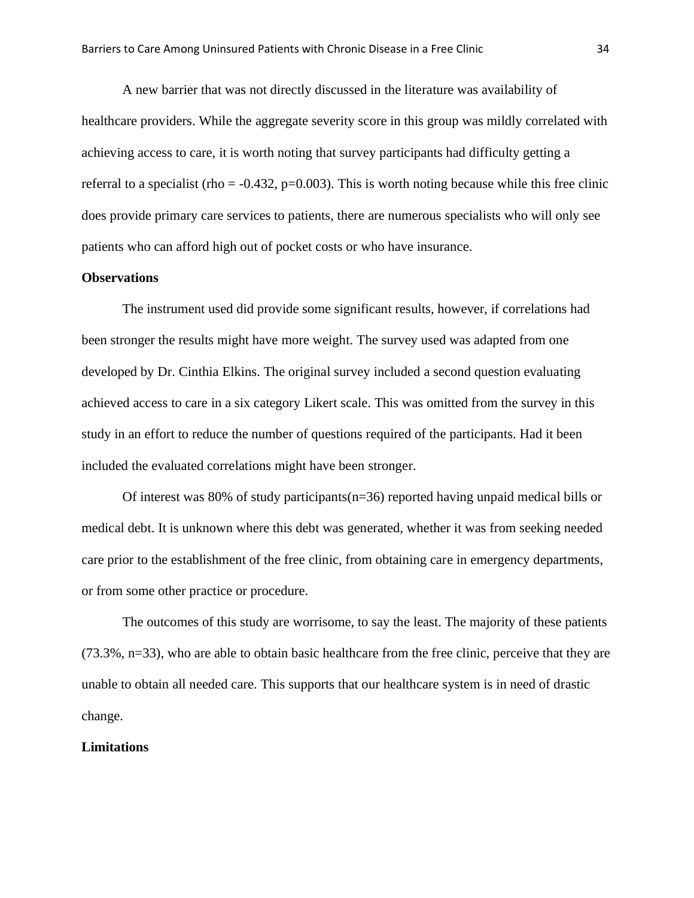A new barrier that was not directly discussed in the literature was availability of healthcare providers. While the aggregate severity score in this group was mildly correlated with achieving access to care, it is worth noting that survey participants had difficulty getting a referral to a specialist (rho = -0.432, p=0.003). This is worth noting because while this free clinic does provide primary care services to patients, there are numerous specialists who will only see patients who can afford high out of pocket costs or who have insurance.

**Observations**

The instrument used did provide some significant results, however, if correlations had been stronger the results might have more weight. The survey used was adapted from one developed by Dr. Cinthia Elkins. The original survey included a second question evaluating achieved access to care in a six category Likert scale. This was omitted from the survey in this study in an effort to reduce the number of questions required of the participants. Had it been included the evaluated correlations might have been stronger.

Of interest was 80% of study participants(n=36) reported having unpaid medical bills or medical debt. It is unknown where this debt was generated, whether it was from seeking needed care prior to the establishment of the free clinic, from obtaining care in emergency departments, or from some other practice or procedure.

The outcomes of this study are worrisome, to say the least. The majority of these patients (73.3%, n=33), who are able to obtain basic healthcare from the free clinic, perceive that they are unable to obtain all needed care. This supports that our healthcare system is in need of drastic change.

**Limitations**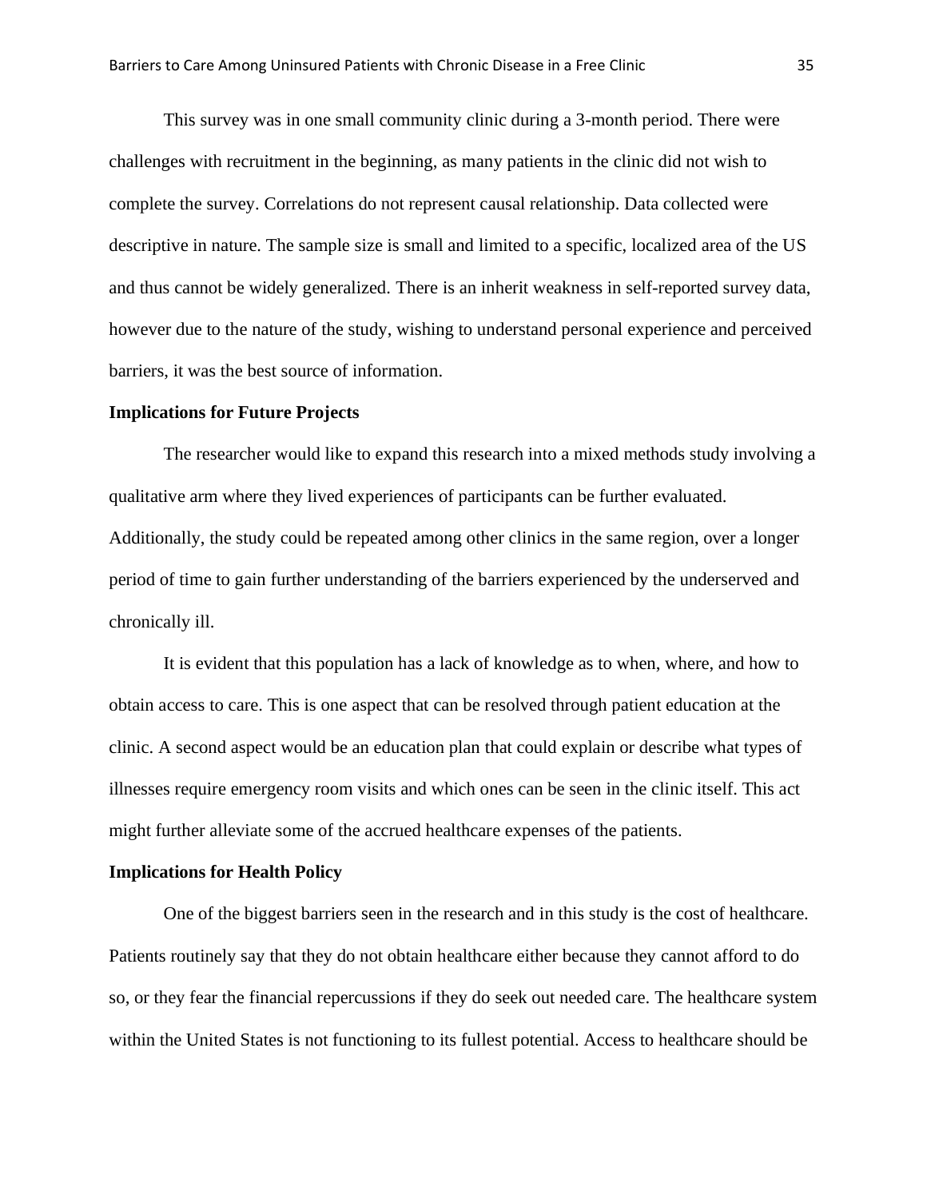This survey was in one small community clinic during a 3-month period. There were challenges with recruitment in the beginning, as many patients in the clinic did not wish to complete the survey. Correlations do not represent causal relationship. Data collected were descriptive in nature. The sample size is small and limited to a specific, localized area of the US and thus cannot be widely generalized. There is an inherit weakness in self-reported survey data, however due to the nature of the study, wishing to understand personal experience and perceived barriers, it was the best source of information.

**Implications for Future Projects**

The researcher would like to expand this research into a mixed methods study involving a qualitative arm where they lived experiences of participants can be further evaluated. Additionally, the study could be repeated among other clinics in the same region, over a longer period of time to gain further understanding of the barriers experienced by the underserved and chronically ill.

It is evident that this population has a lack of knowledge as to when, where, and how to obtain access to care. This is one aspect that can be resolved through patient education at the clinic. A second aspect would be an education plan that could explain or describe what types of illnesses require emergency room visits and which ones can be seen in the clinic itself. This act might further alleviate some of the accrued healthcare expenses of the patients.

**Implications for Health Policy**

One of the biggest barriers seen in the research and in this study is the cost of healthcare. Patients routinely say that they do not obtain healthcare either because they cannot afford to do so, or they fear the financial repercussions if they do seek out needed care. The healthcare system within the United States is not functioning to its fullest potential. Access to healthcare should be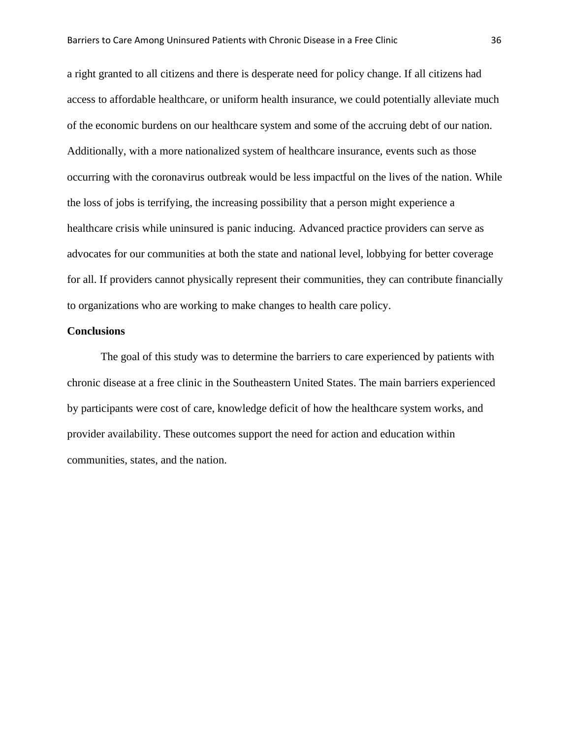a right granted to all citizens and there is desperate need for policy change. If all citizens had access to affordable healthcare, or uniform health insurance, we could potentially alleviate much of the economic burdens on our healthcare system and some of the accruing debt of our nation. Additionally, with a more nationalized system of healthcare insurance, events such as those occurring with the coronavirus outbreak would be less impactful on the lives of the nation. While the loss of jobs is terrifying, the increasing possibility that a person might experience a healthcare crisis while uninsured is panic inducing. Advanced practice providers can serve as advocates for our communities at both the state and national level, lobbying for better coverage for all. If providers cannot physically represent their communities, they can contribute financially to organizations who are working to make changes to health care policy.

**Conclusions**

The goal of this study was to determine the barriers to care experienced by patients with chronic disease at a free clinic in the Southeastern United States. The main barriers experienced by participants were cost of care, knowledge deficit of how the healthcare system works, and provider availability. These outcomes support the need for action and education within communities, states, and the nation.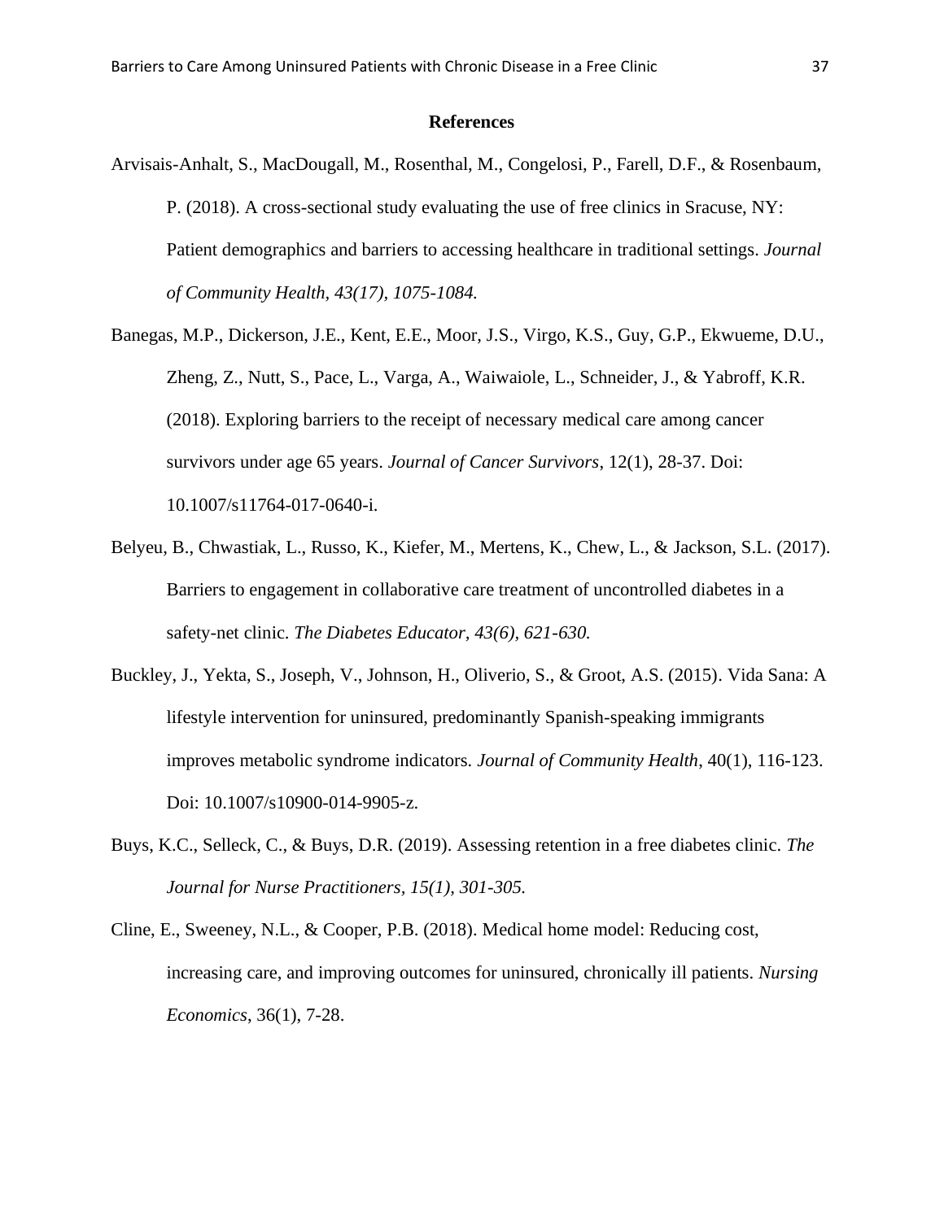## References

Arvisais-Anhalt, S., MacDougall, M., Rosenthal, M., Congelosi, P., Farell, D.F., & Rosenbaum, P. (2018). A cross-sectional study evaluating the use of free clinics in Sracuse, NY: Patient demographics and barriers to accessing healthcare in traditional settings. *Journal of Community Health, 43(17), 1075-1084.*

Banegas, M.P., Dickerson, J.E., Kent, E.E., Moor, J.S., Virgo, K.S., Guy, G.P., Ekwueme, D.U., Zheng, Z., Nutt, S., Pace, L., Varga, A., Waiwaiole, L., Schneider, J., & Yabroff, K.R. (2018). Exploring barriers to the receipt of necessary medical care among cancer survivors under age 65 years. *Journal of Cancer Survivors*, 12(1), 28-37. Doi: 10.1007/s11764-017-0640-i.

Belyeu, B., Chwastiak, L., Russo, K., Kiefer, M., Mertens, K., Chew, L., & Jackson, S.L. (2017). Barriers to engagement in collaborative care treatment of uncontrolled diabetes in a safety-net clinic. *The Diabetes Educator, 43(6), 621-630.*

Buckley, J., Yekta, S., Joseph, V., Johnson, H., Oliverio, S., & Groot, A.S. (2015). Vida Sana: A lifestyle intervention for uninsured, predominantly Spanish-speaking immigrants improves metabolic syndrome indicators. *Journal of Community Health*, 40(1), 116-123. Doi: 10.1007/s10900-014-9905-z.

Buys, K.C., Selleck, C., & Buys, D.R. (2019). Assessing retention in a free diabetes clinic. *The Journal for Nurse Practitioners, 15(1), 301-305.*

Cline, E., Sweeney, N.L., & Cooper, P.B. (2018). Medical home model: Reducing cost, increasing care, and improving outcomes for uninsured, chronically ill patients. *Nursing Economics*, 36(1), 7-28.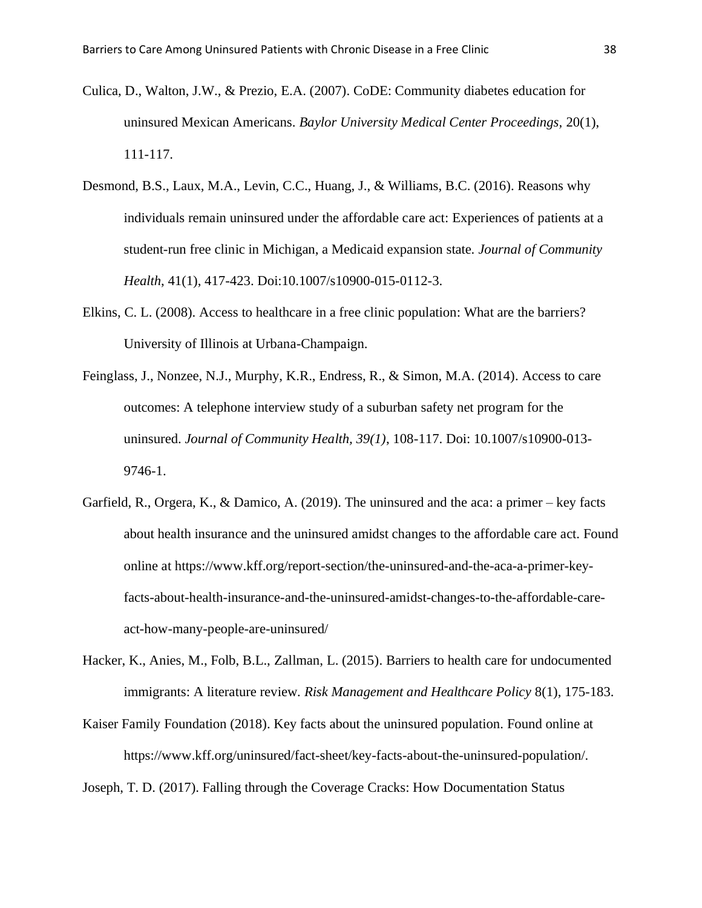Culica, D., Walton, J.W., & Prezio, E.A. (2007). CoDE: Community diabetes education for uninsured Mexican Americans. *Baylor University Medical Center Proceedings*, 20(1), 111-117.

Desmond, B.S., Laux, M.A., Levin, C.C., Huang, J., & Williams, B.C. (2016). Reasons why individuals remain uninsured under the affordable care act: Experiences of patients at a student-run free clinic in Michigan, a Medicaid expansion state. *Journal of Community Health*, 41(1), 417-423. Doi:10.1007/s10900-015-0112-3.

Elkins, C. L. (2008). Access to healthcare in a free clinic population: What are the barriers? University of Illinois at Urbana-Champaign.

Feinglass, J., Nonzee, N.J., Murphy, K.R., Endress, R., & Simon, M.A. (2014). Access to care outcomes: A telephone interview study of a suburban safety net program for the uninsured. *Journal of Community Health, 39(1)*, 108-117. Doi: 10.1007/s10900-013-9746-1.

Garfield, R., Orgera, K., & Damico, A. (2019). The uninsured and the aca: a primer – key facts about health insurance and the uninsured amidst changes to the affordable care act. Found online at https://www.kff.org/report-section/the-uninsured-and-the-aca-a-primer-key-facts-about-health-insurance-and-the-uninsured-amidst-changes-to-the-affordable-care-act-how-many-people-are-uninsured/

Hacker, K., Anies, M., Folb, B.L., Zallman, L. (2015). Barriers to health care for undocumented immigrants: A literature review. *Risk Management and Healthcare Policy* 8(1), 175-183.

Kaiser Family Foundation (2018). Key facts about the uninsured population. Found online at https://www.kff.org/uninsured/fact-sheet/key-facts-about-the-uninsured-population/.

Joseph, T. D. (2017). Falling through the Coverage Cracks: How Documentation Status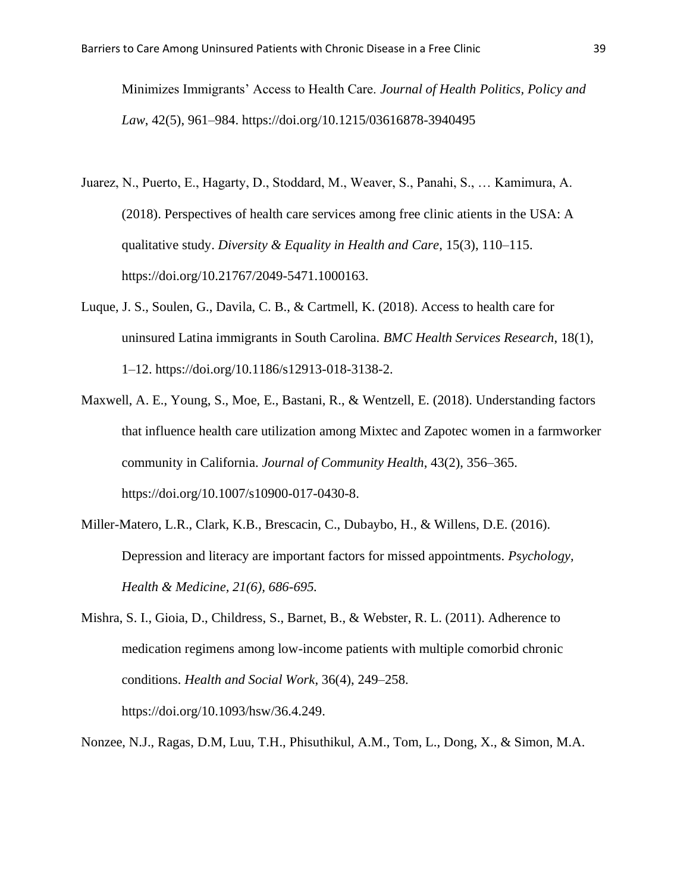Minimizes Immigrants' Access to Health Care. *Journal of Health Politics, Policy and Law*, 42(5), 961–984. https://doi.org/10.1215/03616878-3940495

Juarez, N., Puerto, E., Hagarty, D., Stoddard, M., Weaver, S., Panahi, S., … Kamimura, A. (2018). Perspectives of health care services among free clinic atients in the USA: A qualitative study. *Diversity & Equality in Health and Care*, 15(3), 110–115. https://doi.org/10.21767/2049-5471.1000163.

Luque, J. S., Soulen, G., Davila, C. B., & Cartmell, K. (2018). Access to health care for uninsured Latina immigrants in South Carolina. *BMC Health Services Research*, 18(1), 1–12. https://doi.org/10.1186/s12913-018-3138-2.

Maxwell, A. E., Young, S., Moe, E., Bastani, R., & Wentzell, E. (2018). Understanding factors that influence health care utilization among Mixtec and Zapotec women in a farmworker community in California. *Journal of Community Health*, 43(2), 356–365. https://doi.org/10.1007/s10900-017-0430-8.

Miller-Matero, L.R., Clark, K.B., Brescacin, C., Dubaybo, H., & Willens, D.E. (2016). Depression and literacy are important factors for missed appointments. *Psychology, Health & Medicine, 21(6), 686-695.*

Mishra, S. I., Gioia, D., Childress, S., Barnet, B., & Webster, R. L. (2011). Adherence to medication regimens among low-income patients with multiple comorbid chronic conditions. *Health and Social Work*, 36(4), 249–258. https://doi.org/10.1093/hsw/36.4.249.

Nonzee, N.J., Ragas, D.M, Luu, T.H., Phisuthikul, A.M., Tom, L., Dong, X., & Simon, M.A.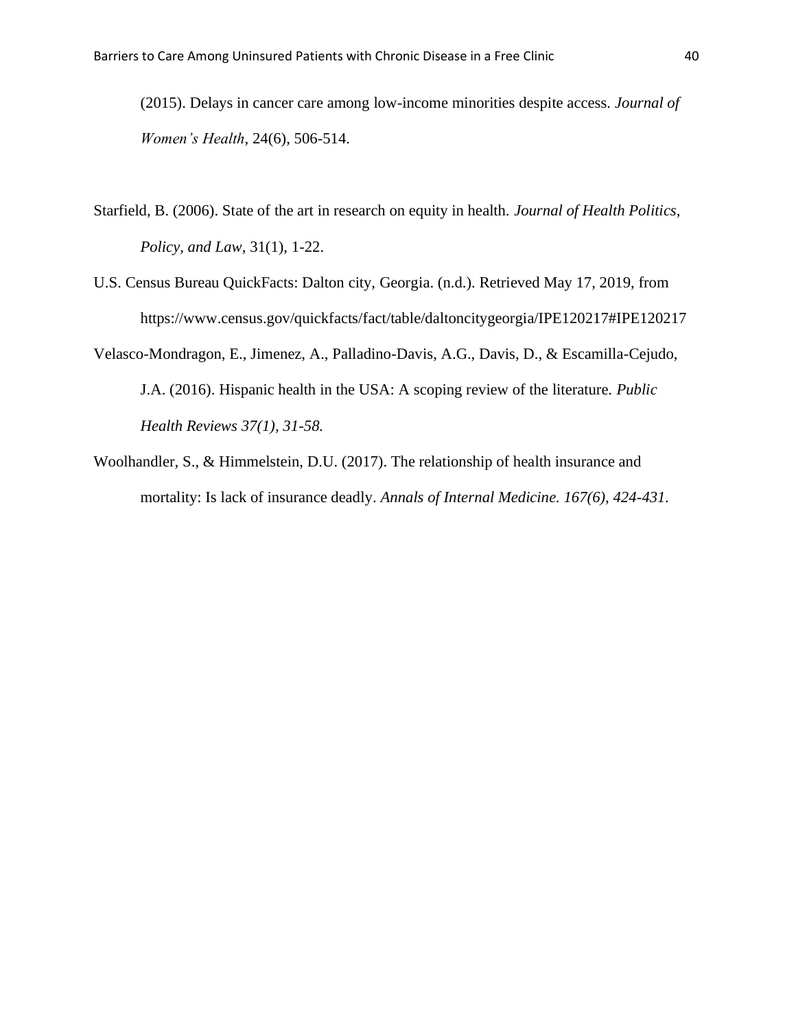(2015). Delays in cancer care among low-income minorities despite access. *Journal of Women's Health*, 24(6), 506-514.

Starfield, B. (2006). State of the art in research on equity in health. *Journal of Health Politics, Policy, and Law*, 31(1), 1-22.

U.S. Census Bureau QuickFacts: Dalton city, Georgia. (n.d.). Retrieved May 17, 2019, from https://www.census.gov/quickfacts/fact/table/daltoncitygeorgia/IPE120217#IPE120217

Velasco-Mondragon, E., Jimenez, A., Palladino-Davis, A.G., Davis, D., & Escamilla-Cejudo, J.A. (2016). Hispanic health in the USA: A scoping review of the literature. *Public Health Reviews 37(1), 31-58.*

Woolhandler, S., & Himmelstein, D.U. (2017). The relationship of health insurance and mortality: Is lack of insurance deadly. *Annals of Internal Medicine. 167(6), 424-431.*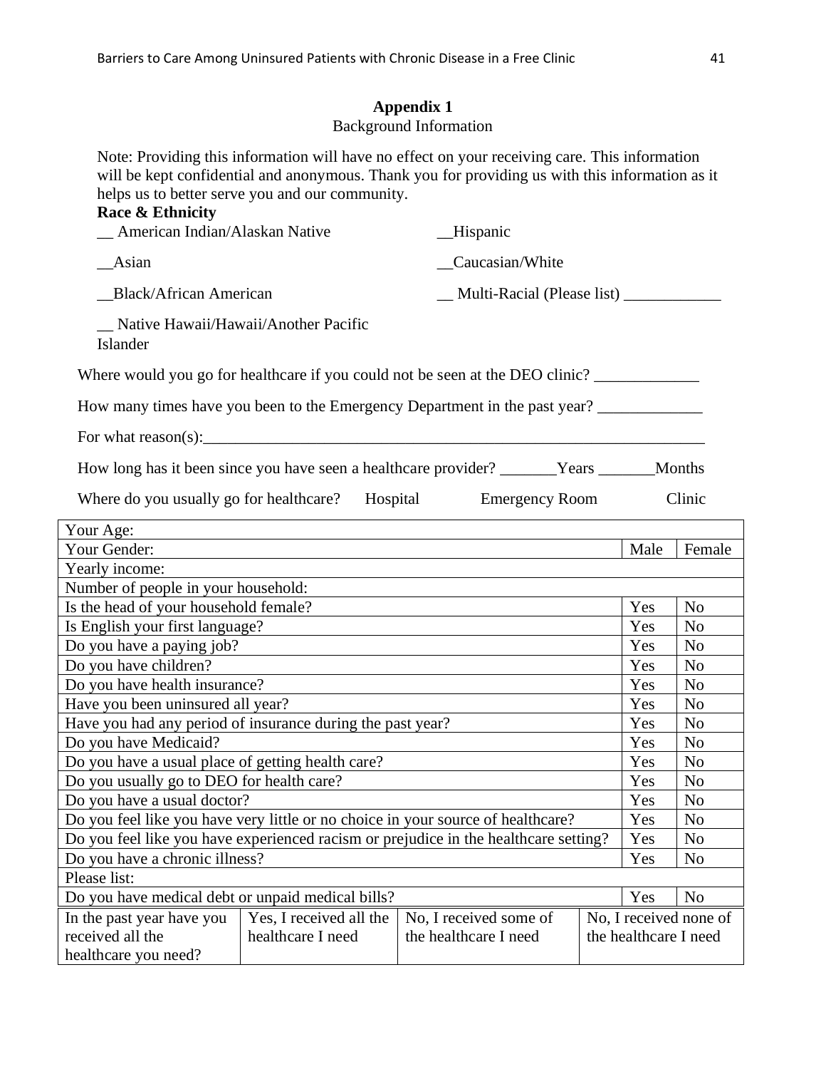## Appendix 1

Background Information

Note: Providing this information will have no effect on your receiving care. This information will be kept confidential and anonymous. Thank you for providing us with this information as it helps us to better serve you and our community.

**Race & Ethnicity**

__ American Indian/Alaskan Native

__Hispanic

__Asian

__Caucasian/White

__Black/African American

__ Multi-Racial (Please list) ____________

__ Native Hawaii/Hawaii/Another Pacific Islander

Where would you go for healthcare if you could not be seen at the DEO clinic? _____________

How many times have you been to the Emergency Department in the past year? _____________

For what reason(s):_________________________________________________________________

How long has it been since you have seen a healthcare provider? _______Years _______Months

Where do you usually go for healthcare? Hospital Emergency Room Clinic

| Your Age: | | | | |
|---|---|---|---|---|
| Your Gender: | | | Male | Female |
| Yearly income: | | | | |
| Number of people in your household: | | | | |
| Is the head of your household female? | | | Yes | No |
| Is English your first language? | | | Yes | No |
| Do you have a paying job? | | | Yes | No |
| Do you have children? | | | Yes | No |
| Do you have health insurance? | | | Yes | No |
| Have you been uninsured all year? | | | Yes | No |
| Have you had any period of insurance during the past year? | | | Yes | No |
| Do you have Medicaid? | | | Yes | No |
| Do you have a usual place of getting health care? | | | Yes | No |
| Do you usually go to DEO for health care? | | | Yes | No |
| Do you have a usual doctor? | | | Yes | No |
| Do you feel like you have very little or no choice in your source of healthcare? | | | Yes | No |
| Do you feel like you have experienced racism or prejudice in the healthcare setting? | | | Yes | No |
| Do you have a chronic illness? | | | Yes | No |
| Please list: | | | | |
| Do you have medical debt or unpaid medical bills? | | | Yes | No |
| In the past year have you received all the healthcare you need? | Yes, I received all the healthcare I need | No, I received some of the healthcare I need | No, I received none of the healthcare I need | |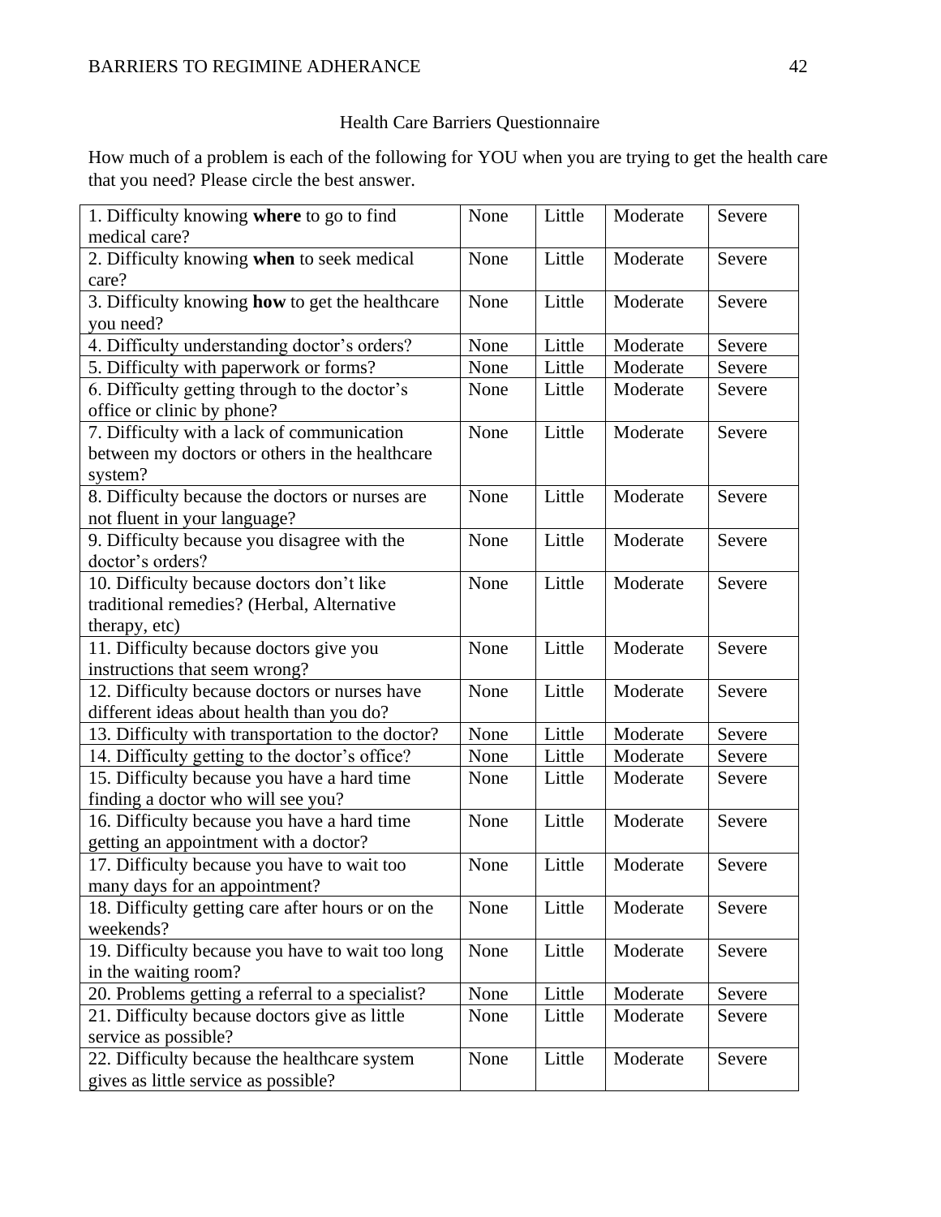## Health Care Barriers Questionnaire

How much of a problem is each of the following for YOU when you are trying to get the health care that you need? Please circle the best answer.

| | | | | |
|---|---|---|---|---|
| 1. Difficulty knowing **where** to go to find medical care? | None | Little | Moderate | Severe |
| 2. Difficulty knowing **when** to seek medical care? | None | Little | Moderate | Severe |
| 3. Difficulty knowing **how** to get the healthcare you need? | None | Little | Moderate | Severe |
| 4. Difficulty understanding doctor's orders? | None | Little | Moderate | Severe |
| 5. Difficulty with paperwork or forms? | None | Little | Moderate | Severe |
| 6. Difficulty getting through to the doctor's office or clinic by phone? | None | Little | Moderate | Severe |
| 7. Difficulty with a lack of communication between my doctors or others in the healthcare system? | None | Little | Moderate | Severe |
| 8. Difficulty because the doctors or nurses are not fluent in your language? | None | Little | Moderate | Severe |
| 9. Difficulty because you disagree with the doctor's orders? | None | Little | Moderate | Severe |
| 10. Difficulty because doctors don't like traditional remedies? (Herbal, Alternative therapy, etc) | None | Little | Moderate | Severe |
| 11. Difficulty because doctors give you instructions that seem wrong? | None | Little | Moderate | Severe |
| 12. Difficulty because doctors or nurses have different ideas about health than you do? | None | Little | Moderate | Severe |
| 13. Difficulty with transportation to the doctor? | None | Little | Moderate | Severe |
| 14. Difficulty getting to the doctor's office? | None | Little | Moderate | Severe |
| 15. Difficulty because you have a hard time finding a doctor who will see you? | None | Little | Moderate | Severe |
| 16. Difficulty because you have a hard time getting an appointment with a doctor? | None | Little | Moderate | Severe |
| 17. Difficulty because you have to wait too many days for an appointment? | None | Little | Moderate | Severe |
| 18. Difficulty getting care after hours or on the weekends? | None | Little | Moderate | Severe |
| 19. Difficulty because you have to wait too long in the waiting room? | None | Little | Moderate | Severe |
| 20. Problems getting a referral to a specialist? | None | Little | Moderate | Severe |
| 21. Difficulty because doctors give as little service as possible? | None | Little | Moderate | Severe |
| 22. Difficulty because the healthcare system gives as little service as possible? | None | Little | Moderate | Severe |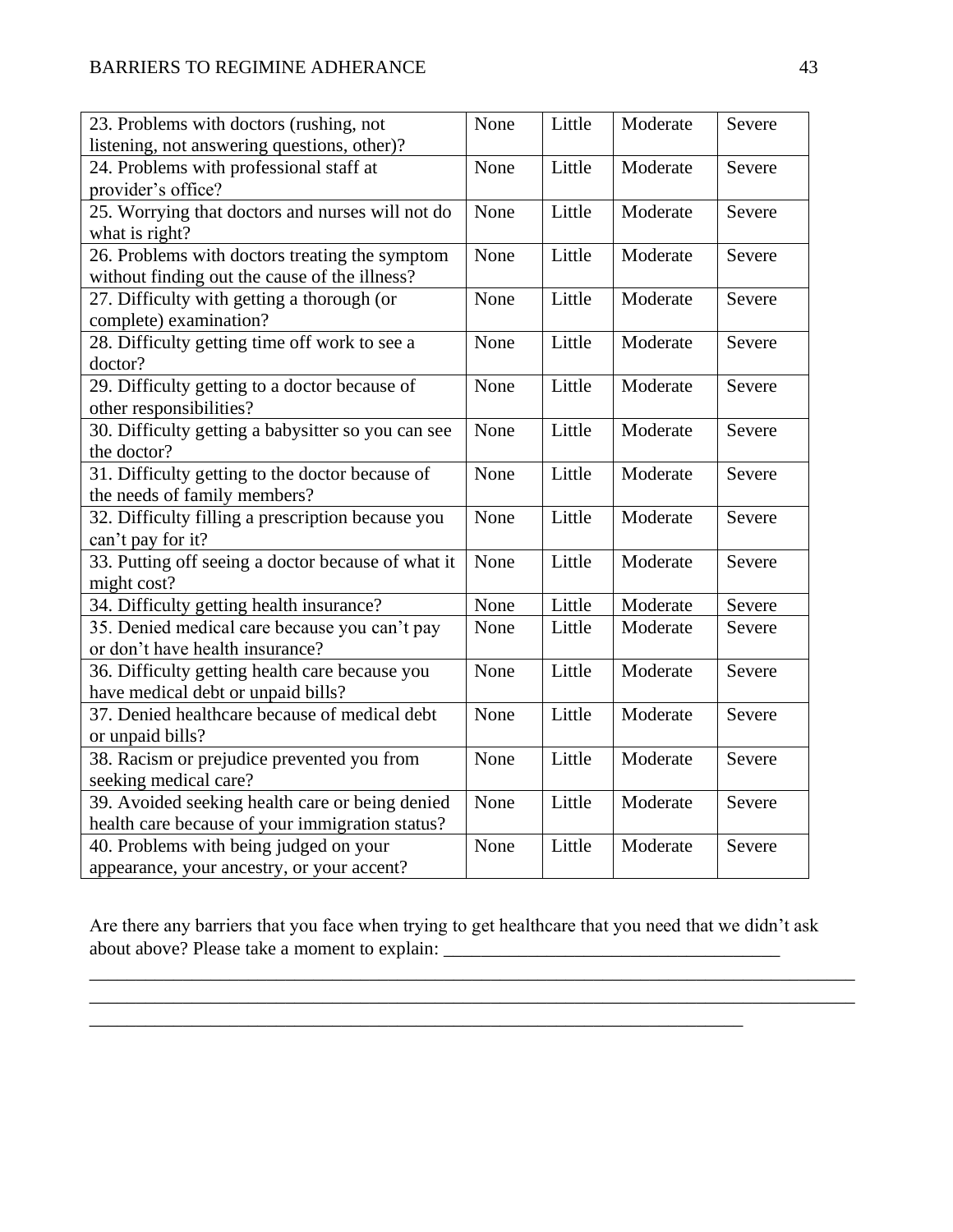| 23. Problems with doctors (rushing, not listening, not answering questions, other)? | None | Little | Moderate | Severe |
|---|---|---|---|---|
| 24. Problems with professional staff at provider's office? | None | Little | Moderate | Severe |
| 25. Worrying that doctors and nurses will not do what is right? | None | Little | Moderate | Severe |
| 26. Problems with doctors treating the symptom without finding out the cause of the illness? | None | Little | Moderate | Severe |
| 27. Difficulty with getting a thorough (or complete) examination? | None | Little | Moderate | Severe |
| 28. Difficulty getting time off work to see a doctor? | None | Little | Moderate | Severe |
| 29. Difficulty getting to a doctor because of other responsibilities? | None | Little | Moderate | Severe |
| 30. Difficulty getting a babysitter so you can see the doctor? | None | Little | Moderate | Severe |
| 31. Difficulty getting to the doctor because of the needs of family members? | None | Little | Moderate | Severe |
| 32. Difficulty filling a prescription because you can't pay for it? | None | Little | Moderate | Severe |
| 33. Putting off seeing a doctor because of what it might cost? | None | Little | Moderate | Severe |
| 34. Difficulty getting health insurance? | None | Little | Moderate | Severe |
| 35. Denied medical care because you can't pay or don't have health insurance? | None | Little | Moderate | Severe |
| 36. Difficulty getting health care because you have medical debt or unpaid bills? | None | Little | Moderate | Severe |
| 37. Denied healthcare because of medical debt or unpaid bills? | None | Little | Moderate | Severe |
| 38. Racism or prejudice prevented you from seeking medical care? | None | Little | Moderate | Severe |
| 39. Avoided seeking health care or being denied health care because of your immigration status? | None | Little | Moderate | Severe |
| 40. Problems with being judged on your appearance, your ancestry, or your accent? | None | Little | Moderate | Severe |

Are there any barriers that you face when trying to get healthcare that you need that we didn't ask about above? Please take a moment to explain: ___________________________________

_____________________________________________________________________________

_____________________________________________________________________________

______________________________________________________________________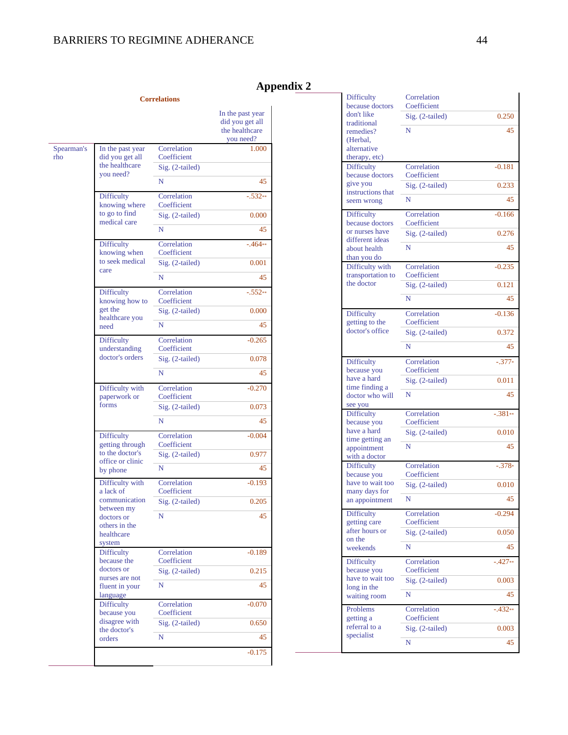# Appendix 2

**Correlations**

| | | | In the past year did you get all the healthcare you need? |
|---|---|---|---|
| Spearman's rho | In the past year did you get all the healthcare you need? | Correlation Coefficient | 1.000 |
| | | Sig. (2-tailed) | |
| | | N | 45 |
| | Difficulty knowing where to go to find medical care | Correlation Coefficient | -.532** |
| | | Sig. (2-tailed) | 0.000 |
| | | N | 45 |
| | Difficulty knowing when to seek medical care | Correlation Coefficient | -.464** |
| | | Sig. (2-tailed) | 0.001 |
| | | N | 45 |
| | Difficulty knowing how to get the healthcare you need | Correlation Coefficient | -.552** |
| | | Sig. (2-tailed) | 0.000 |
| | | N | 45 |
| | Difficulty understanding doctor's orders | Correlation Coefficient | -0.265 |
| | | Sig. (2-tailed) | 0.078 |
| | | N | 45 |
| | Difficulty with paperwork or forms | Correlation Coefficient | -0.270 |
| | | Sig. (2-tailed) | 0.073 |
| | | N | 45 |
| | Difficulty getting through to the doctor's office or clinic by phone | Correlation Coefficient | -0.004 |
| | | Sig. (2-tailed) | 0.977 |
| | | N | 45 |
| | Difficulty with a lack of communication between my doctors or others in the healthcare system | Correlation Coefficient | -0.193 |
| | | Sig. (2-tailed) | 0.205 |
| | | N | 45 |
| | Difficulty because the doctors or nurses are not fluent in your language | Correlation Coefficient | -0.189 |
| | | Sig. (2-tailed) | 0.215 |
| | | N | 45 |
| | Difficulty because you disagree with the doctor's orders | Correlation Coefficient | -0.070 |
| | | Sig. (2-tailed) | 0.650 |
| | | N | 45 |
| | Difficulty because doctors don't like traditional remedies? (Herbal, alternative therapy, etc) | Correlation Coefficient | -0.175 |
| | | Sig. (2-tailed) | 0.250 |
| | | N | 45 |
| | Difficulty because doctors give you instructions that seem wrong | Correlation Coefficient | -0.181 |
| | | Sig. (2-tailed) | 0.233 |
| | | N | 45 |
| | Difficulty because doctors or nurses have different ideas about health than you do | Correlation Coefficient | -0.166 |
| | | Sig. (2-tailed) | 0.276 |
| | | N | 45 |
| | Difficulty with transportation to the doctor | Correlation Coefficient | -0.235 |
| | | Sig. (2-tailed) | 0.121 |
| | | N | 45 |
| | Difficulty getting to the doctor's office | Correlation Coefficient | -0.136 |
| | | Sig. (2-tailed) | 0.372 |
| | | N | 45 |
| | Difficulty because you have a hard time finding a doctor who will see you | Correlation Coefficient | -.377* |
| | | Sig. (2-tailed) | 0.011 |
| | | N | 45 |
| | Difficulty because you have a hard time getting an appointment with a doctor | Correlation Coefficient | -.381** |
| | | Sig. (2-tailed) | 0.010 |
| | | N | 45 |
| | Difficulty because you have to wait too many days for an appointment | Correlation Coefficient | -.378* |
| | | Sig. (2-tailed) | 0.010 |
| | | N | 45 |
| | Difficulty getting care after hours or on the weekends | Correlation Coefficient | -0.294 |
| | | Sig. (2-tailed) | 0.050 |
| | | N | 45 |
| | Difficulty because you have to wait too long in the waiting room | Correlation Coefficient | -.427** |
| | | Sig. (2-tailed) | 0.003 |
| | | N | 45 |
| | Problems getting a referral to a specialist | Correlation Coefficient | -.432** |
| | | Sig. (2-tailed) | 0.003 |
| | | N | 45 |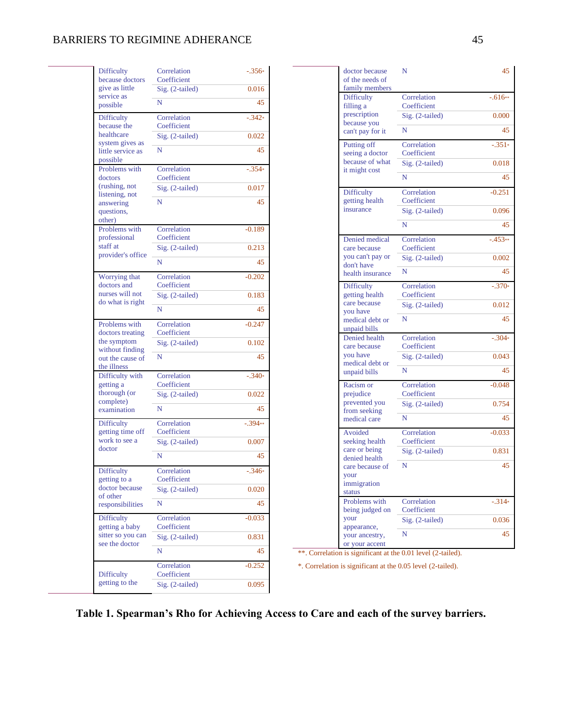| Barrier | Statistic | Value |
|---|---|---|
| Difficulty because doctors give as little service as possible | Correlation Coefficient | -.356* |
| | Sig. (2-tailed) | 0.016 |
| | N | 45 |
| Difficulty because the healthcare system gives as little service as possible | Correlation Coefficient | -.342* |
| | Sig. (2-tailed) | 0.022 |
| | N | 45 |
| Problems with doctors (rushing, not listening, not answering questions, other) | Correlation Coefficient | -.354* |
| | Sig. (2-tailed) | 0.017 |
| | N | 45 |
| Problems with professional staff at provider's office | Correlation Coefficient | -0.189 |
| | Sig. (2-tailed) | 0.213 |
| | N | 45 |
| Worrying that doctors and nurses will not do what is right | Correlation Coefficient | -0.202 |
| | Sig. (2-tailed) | 0.183 |
| | N | 45 |
| Problems with doctors treating the symptom without finding out the cause of the illness | Correlation Coefficient | -0.247 |
| | Sig. (2-tailed) | 0.102 |
| | N | 45 |
| Difficulty with getting a thorough (or complete) examination | Correlation Coefficient | -.340* |
| | Sig. (2-tailed) | 0.022 |
| | N | 45 |
| Difficulty getting time off work to see a doctor | Correlation Coefficient | -.394** |
| | Sig. (2-tailed) | 0.007 |
| | N | 45 |
| Difficulty getting to a doctor because of other responsibilities | Correlation Coefficient | -.346* |
| | Sig. (2-tailed) | 0.020 |
| | N | 45 |
| Difficulty getting a baby sitter so you can see the doctor | Correlation Coefficient | -0.033 |
| | Sig. (2-tailed) | 0.831 |
| | N | 45 |
| Difficulty getting to the doctor because of the needs of family members | Correlation Coefficient | -0.252 |
| | Sig. (2-tailed) | 0.095 |
| | N | 45 |
| Difficulty filling a prescription because you can't pay for it | Correlation Coefficient | -.616** |
| | Sig. (2-tailed) | 0.000 |
| | N | 45 |
| Putting off seeing a doctor because of what it might cost | Correlation Coefficient | -.351* |
| | Sig. (2-tailed) | 0.018 |
| | N | 45 |
| Difficulty getting health insurance | Correlation Coefficient | -0.251 |
| | Sig. (2-tailed) | 0.096 |
| | N | 45 |
| Denied medical care because you can't pay or don't have health insurance | Correlation Coefficient | -.453** |
| | Sig. (2-tailed) | 0.002 |
| | N | 45 |
| Difficulty getting health care because you have medical debt or unpaid bills | Correlation Coefficient | -.370* |
| | Sig. (2-tailed) | 0.012 |
| | N | 45 |
| Denied health care because you have medical debt or unpaid bills | Correlation Coefficient | -.304* |
| | Sig. (2-tailed) | 0.043 |
| | N | 45 |
| Racism or prejudice prevented you from seeking medical care | Correlation Coefficient | -0.048 |
| | Sig. (2-tailed) | 0.754 |
| | N | 45 |
| Avoided seeking health care or being denied health care because of your immigration status | Correlation Coefficient | -0.033 |
| | Sig. (2-tailed) | 0.831 |
| | N | 45 |
| Problems with being judged on your appearance, your ancestry, or your accent | Correlation Coefficient | -.314* |
| | Sig. (2-tailed) | 0.036 |
| | N | 45 |

**. Correlation is significant at the 0.01 level (2-tailed).

*. Correlation is significant at the 0.05 level (2-tailed).

**Table 1. Spearman's Rho for Achieving Access to Care and each of the survey barriers.**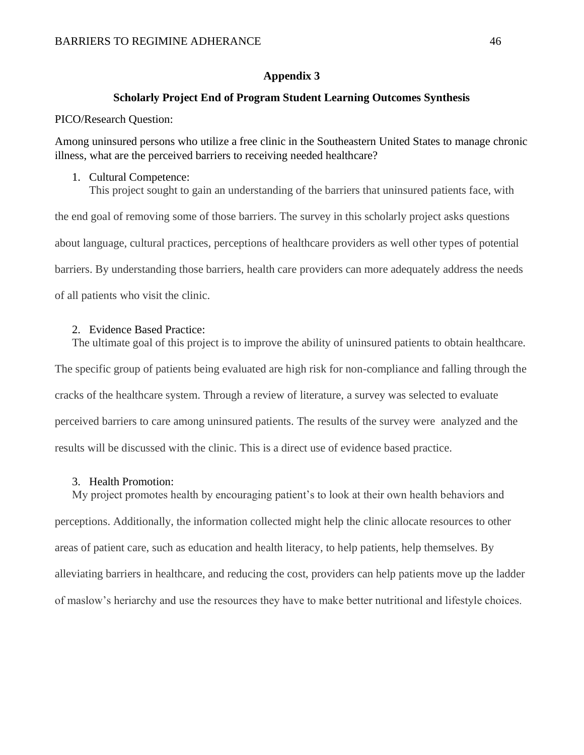## Appendix 3

### Scholarly Project End of Program Student Learning Outcomes Synthesis

PICO/Research Question:

Among uninsured persons who utilize a free clinic in the Southeastern United States to manage chronic illness, what are the perceived barriers to receiving needed healthcare?

1. Cultural Competence:

This project sought to gain an understanding of the barriers that uninsured patients face, with the end goal of removing some of those barriers. The survey in this scholarly project asks questions about language, cultural practices, perceptions of healthcare providers as well other types of potential barriers. By understanding those barriers, health care providers can more adequately address the needs of all patients who visit the clinic.

2. Evidence Based Practice:

The ultimate goal of this project is to improve the ability of uninsured patients to obtain healthcare. The specific group of patients being evaluated are high risk for non-compliance and falling through the cracks of the healthcare system. Through a review of literature, a survey was selected to evaluate perceived barriers to care among uninsured patients. The results of the survey were analyzed and the results will be discussed with the clinic. This is a direct use of evidence based practice.

3. Health Promotion:

My project promotes health by encouraging patient's to look at their own health behaviors and perceptions. Additionally, the information collected might help the clinic allocate resources to other areas of patient care, such as education and health literacy, to help patients, help themselves. By alleviating barriers in healthcare, and reducing the cost, providers can help patients move up the ladder of maslow's heriarchy and use the resources they have to make better nutritional and lifestyle choices.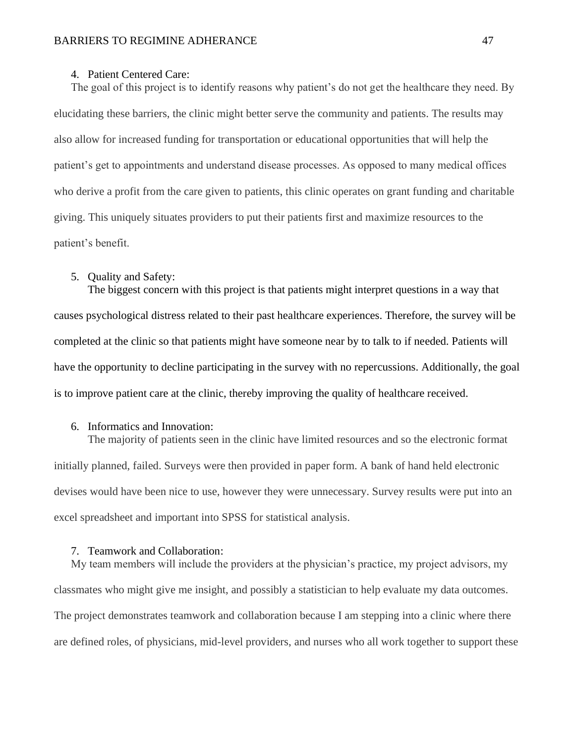4. Patient Centered Care:

The goal of this project is to identify reasons why patient's do not get the healthcare they need. By elucidating these barriers, the clinic might better serve the community and patients. The results may also allow for increased funding for transportation or educational opportunities that will help the patient's get to appointments and understand disease processes. As opposed to many medical offices who derive a profit from the care given to patients, this clinic operates on grant funding and charitable giving. This uniquely situates providers to put their patients first and maximize resources to the patient's benefit.

5. Quality and Safety:

The biggest concern with this project is that patients might interpret questions in a way that causes psychological distress related to their past healthcare experiences. Therefore, the survey will be completed at the clinic so that patients might have someone near by to talk to if needed. Patients will have the opportunity to decline participating in the survey with no repercussions. Additionally, the goal is to improve patient care at the clinic, thereby improving the quality of healthcare received.

6. Informatics and Innovation:

The majority of patients seen in the clinic have limited resources and so the electronic format initially planned, failed. Surveys were then provided in paper form. A bank of hand held electronic devises would have been nice to use, however they were unnecessary. Survey results were put into an excel spreadsheet and important into SPSS for statistical analysis.

7. Teamwork and Collaboration:

My team members will include the providers at the physician's practice, my project advisors, my classmates who might give me insight, and possibly a statistician to help evaluate my data outcomes. The project demonstrates teamwork and collaboration because I am stepping into a clinic where there are defined roles, of physicians, mid-level providers, and nurses who all work together to support these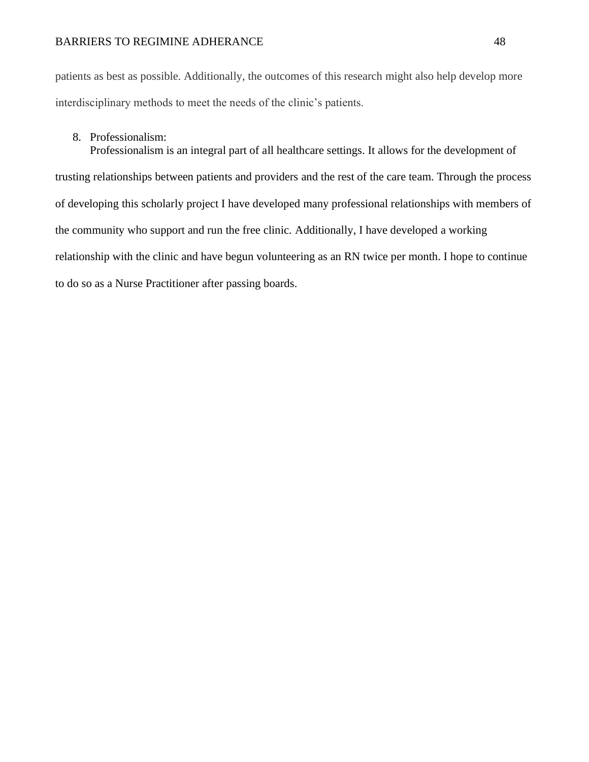patients as best as possible. Additionally, the outcomes of this research might also help develop more interdisciplinary methods to meet the needs of the clinic's patients.

8. Professionalism:

Professionalism is an integral part of all healthcare settings. It allows for the development of trusting relationships between patients and providers and the rest of the care team. Through the process of developing this scholarly project I have developed many professional relationships with members of the community who support and run the free clinic. Additionally, I have developed a working relationship with the clinic and have begun volunteering as an RN twice per month. I hope to continue to do so as a Nurse Practitioner after passing boards.